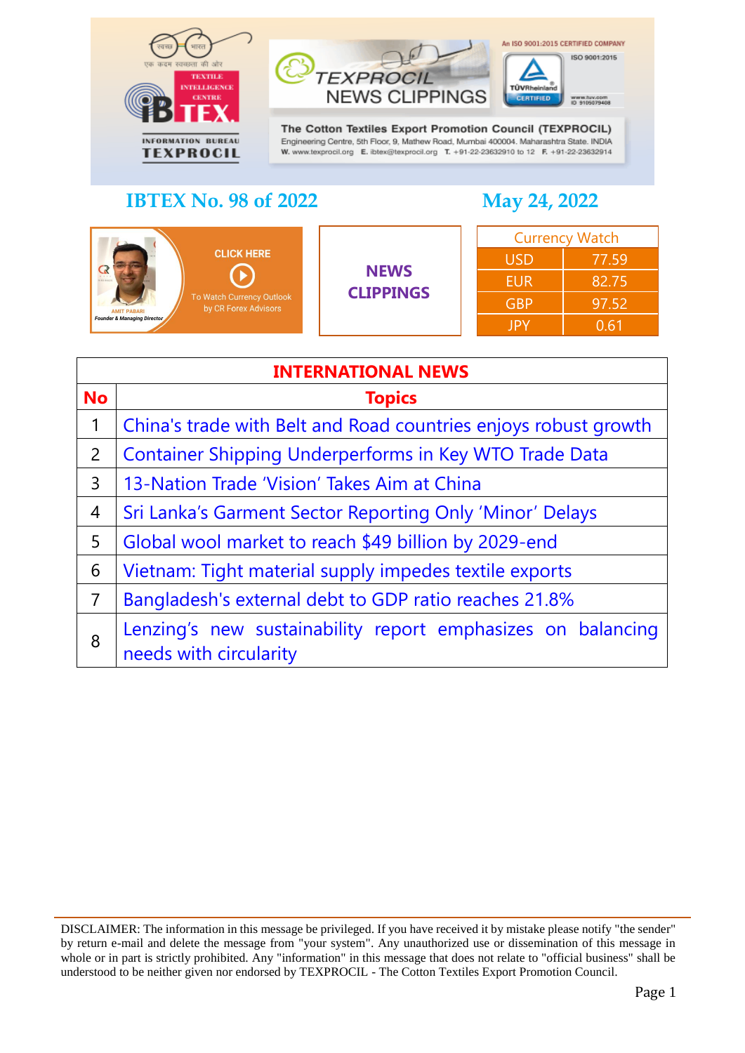TEXPROCIL NEWS CLIPPINGS

The Cotton Textiles Export Promotion Council (TEXPROCIL)
Engineering Centre, 5th Floor, 9, Mathew Road, Mumbai 400004. Maharashtra State. INDIA
W. www.texprocil.org E. ibtex@texprocil.org T. +91-22-23632910 to 12 F. +91-22-23632914

An ISO 9001:2015 CERTIFIED COMPANY

# IBTEX No. 98 of 2022 — May 24, 2022

CLICK HERE To Watch Currency Outlook by CR Forex Advisors

AMIT PABARI Founder & Managing Director

**NEWS CLIPPINGS**

| Currency Watch | |
|---|---|
| USD | 77.59 |
| EUR | 82.75 |
| GBP | 97.52 |
| JPY | 0.61 |

| INTERNATIONAL NEWS | |
|---|---|
| **No** | **Topics** |
| 1 | China's trade with Belt and Road countries enjoys robust growth |
| 2 | Container Shipping Underperforms in Key WTO Trade Data |
| 3 | 13-Nation Trade 'Vision' Takes Aim at China |
| 4 | Sri Lanka's Garment Sector Reporting Only 'Minor' Delays |
| 5 | Global wool market to reach $49 billion by 2029-end |
| 6 | Vietnam: Tight material supply impedes textile exports |
| 7 | Bangladesh's external debt to GDP ratio reaches 21.8% |
| 8 | Lenzing's new sustainability report emphasizes on balancing needs with circularity |

DISCLAIMER: The information in this message be privileged. If you have received it by mistake please notify "the sender" by return e-mail and delete the message from "your system". Any unauthorized use or dissemination of this message in whole or in part is strictly prohibited. Any "information" in this message that does not relate to "official business" shall be understood to be neither given nor endorsed by TEXPROCIL - The Cotton Textiles Export Promotion Council.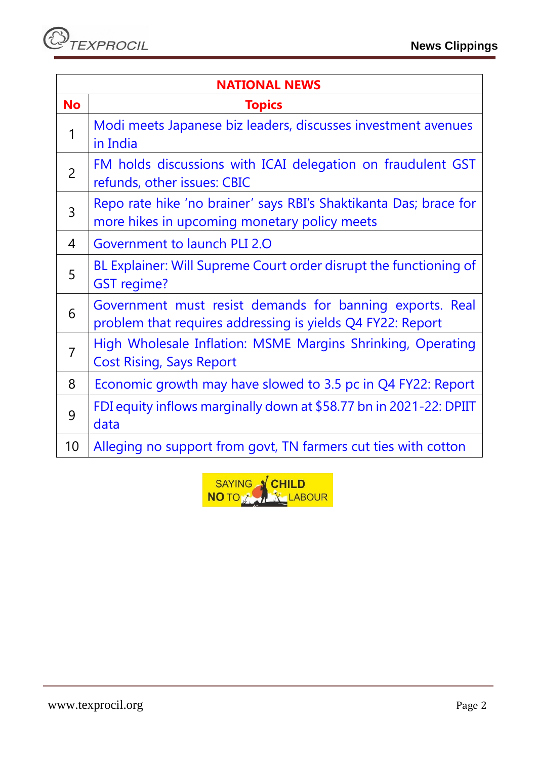| NATIONAL NEWS | |
|---|---|
| **No** | **Topics** |
| 1 | Modi meets Japanese biz leaders, discusses investment avenues in India |
| 2 | FM holds discussions with ICAI delegation on fraudulent GST refunds, other issues: CBIC |
| 3 | Repo rate hike 'no brainer' says RBI's Shaktikanta Das; brace for more hikes in upcoming monetary policy meets |
| 4 | Government to launch PLI 2.O |
| 5 | BL Explainer: Will Supreme Court order disrupt the functioning of GST regime? |
| 6 | Government must resist demands for banning exports. Real problem that requires addressing is yields Q4 FY22: Report |
| 7 | High Wholesale Inflation: MSME Margins Shrinking, Operating Cost Rising, Says Report |
| 8 | Economic growth may have slowed to 3.5 pc in Q4 FY22: Report |
| 9 | FDI equity inflows marginally down at $58.77 bn in 2021-22: DPIIT data |
| 10 | Alleging no support from govt, TN farmers cut ties with cotton |

SAYING NO TO CHILD LABOUR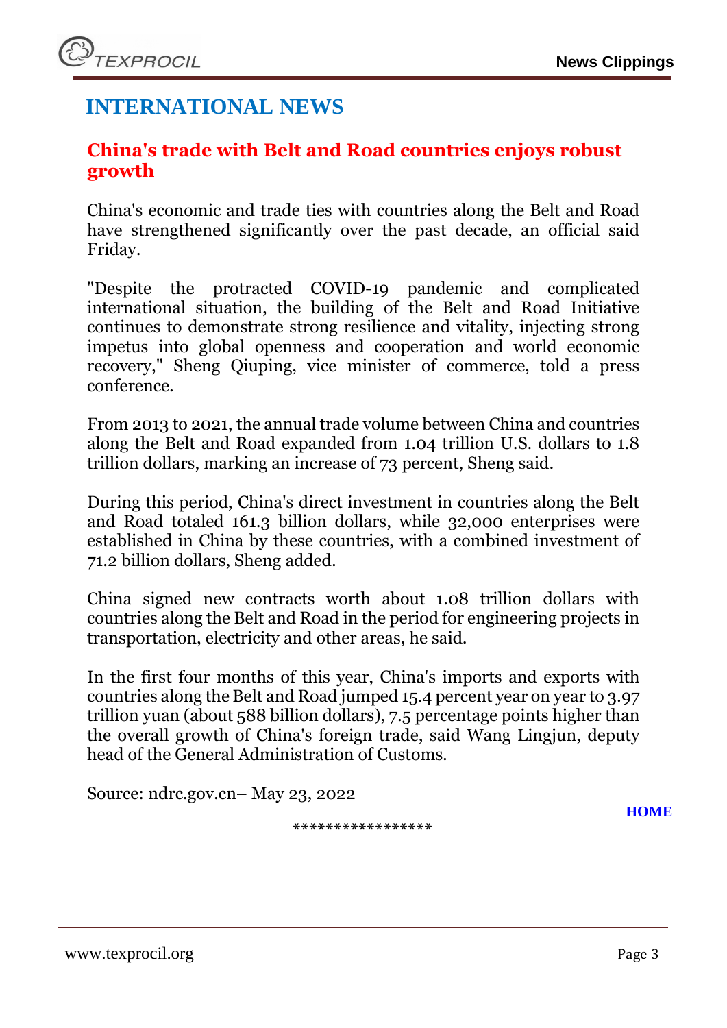## INTERNATIONAL NEWS

### China's trade with Belt and Road countries enjoys robust growth

China's economic and trade ties with countries along the Belt and Road have strengthened significantly over the past decade, an official said Friday.

"Despite the protracted COVID-19 pandemic and complicated international situation, the building of the Belt and Road Initiative continues to demonstrate strong resilience and vitality, injecting strong impetus into global openness and cooperation and world economic recovery," Sheng Qiuping, vice minister of commerce, told a press conference.

From 2013 to 2021, the annual trade volume between China and countries along the Belt and Road expanded from 1.04 trillion U.S. dollars to 1.8 trillion dollars, marking an increase of 73 percent, Sheng said.

During this period, China's direct investment in countries along the Belt and Road totaled 161.3 billion dollars, while 32,000 enterprises were established in China by these countries, with a combined investment of 71.2 billion dollars, Sheng added.

China signed new contracts worth about 1.08 trillion dollars with countries along the Belt and Road in the period for engineering projects in transportation, electricity and other areas, he said.

In the first four months of this year, China's imports and exports with countries along the Belt and Road jumped 15.4 percent year on year to 3.97 trillion yuan (about 588 billion dollars), 7.5 percentage points higher than the overall growth of China's foreign trade, said Wang Lingjun, deputy head of the General Administration of Customs.

Source: ndrc.gov.cn– May 23, 2022

HOME

*****************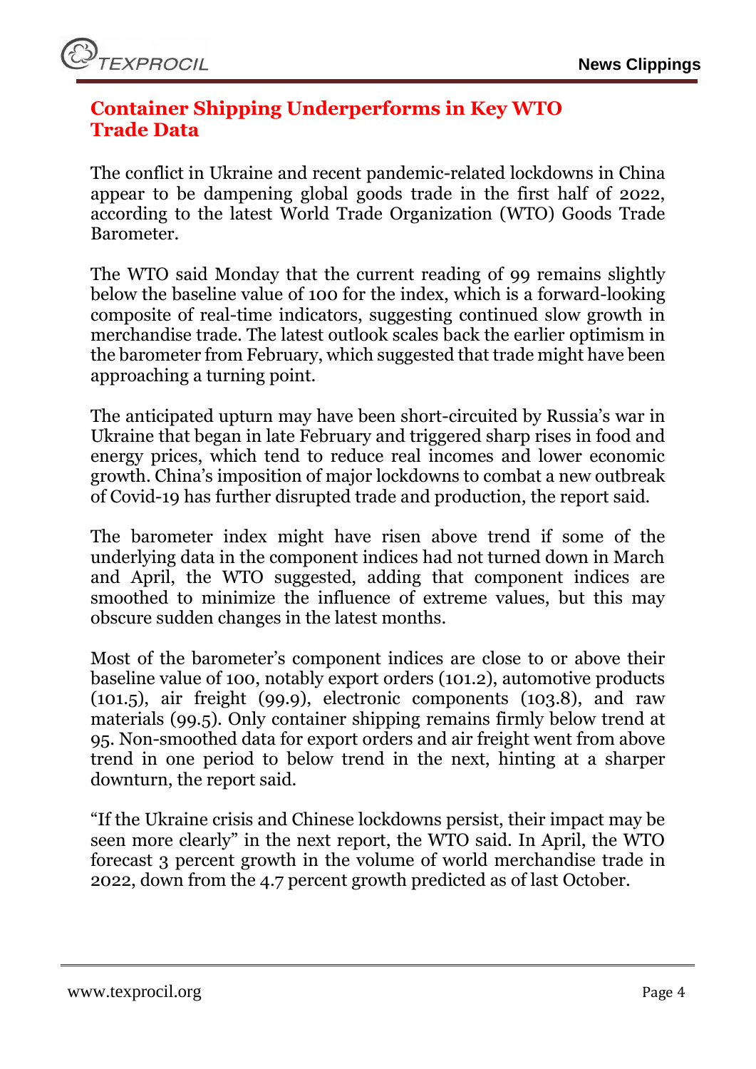## Container Shipping Underperforms in Key WTO Trade Data

The conflict in Ukraine and recent pandemic-related lockdowns in China appear to be dampening global goods trade in the first half of 2022, according to the latest World Trade Organization (WTO) Goods Trade Barometer.

The WTO said Monday that the current reading of 99 remains slightly below the baseline value of 100 for the index, which is a forward-looking composite of real-time indicators, suggesting continued slow growth in merchandise trade. The latest outlook scales back the earlier optimism in the barometer from February, which suggested that trade might have been approaching a turning point.

The anticipated upturn may have been short-circuited by Russia's war in Ukraine that began in late February and triggered sharp rises in food and energy prices, which tend to reduce real incomes and lower economic growth. China's imposition of major lockdowns to combat a new outbreak of Covid-19 has further disrupted trade and production, the report said.

The barometer index might have risen above trend if some of the underlying data in the component indices had not turned down in March and April, the WTO suggested, adding that component indices are smoothed to minimize the influence of extreme values, but this may obscure sudden changes in the latest months.

Most of the barometer's component indices are close to or above their baseline value of 100, notably export orders (101.2), automotive products (101.5), air freight (99.9), electronic components (103.8), and raw materials (99.5). Only container shipping remains firmly below trend at 95. Non-smoothed data for export orders and air freight went from above trend in one period to below trend in the next, hinting at a sharper downturn, the report said.

"If the Ukraine crisis and Chinese lockdowns persist, their impact may be seen more clearly" in the next report, the WTO said. In April, the WTO forecast 3 percent growth in the volume of world merchandise trade in 2022, down from the 4.7 percent growth predicted as of last October.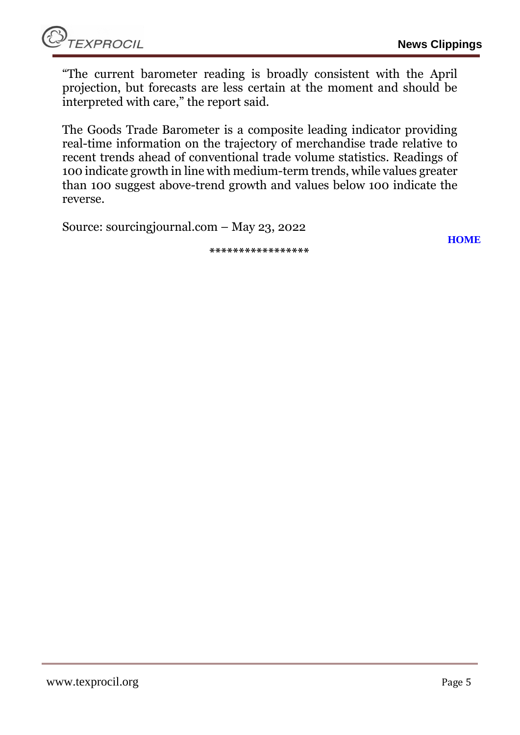"The current barometer reading is broadly consistent with the April projection, but forecasts are less certain at the moment and should be interpreted with care," the report said.

The Goods Trade Barometer is a composite leading indicator providing real-time information on the trajectory of merchandise trade relative to recent trends ahead of conventional trade volume statistics. Readings of 100 indicate growth in line with medium-term trends, while values greater than 100 suggest above-trend growth and values below 100 indicate the reverse.

Source: sourcingjournal.com – May 23, 2022

**HOME**

*****************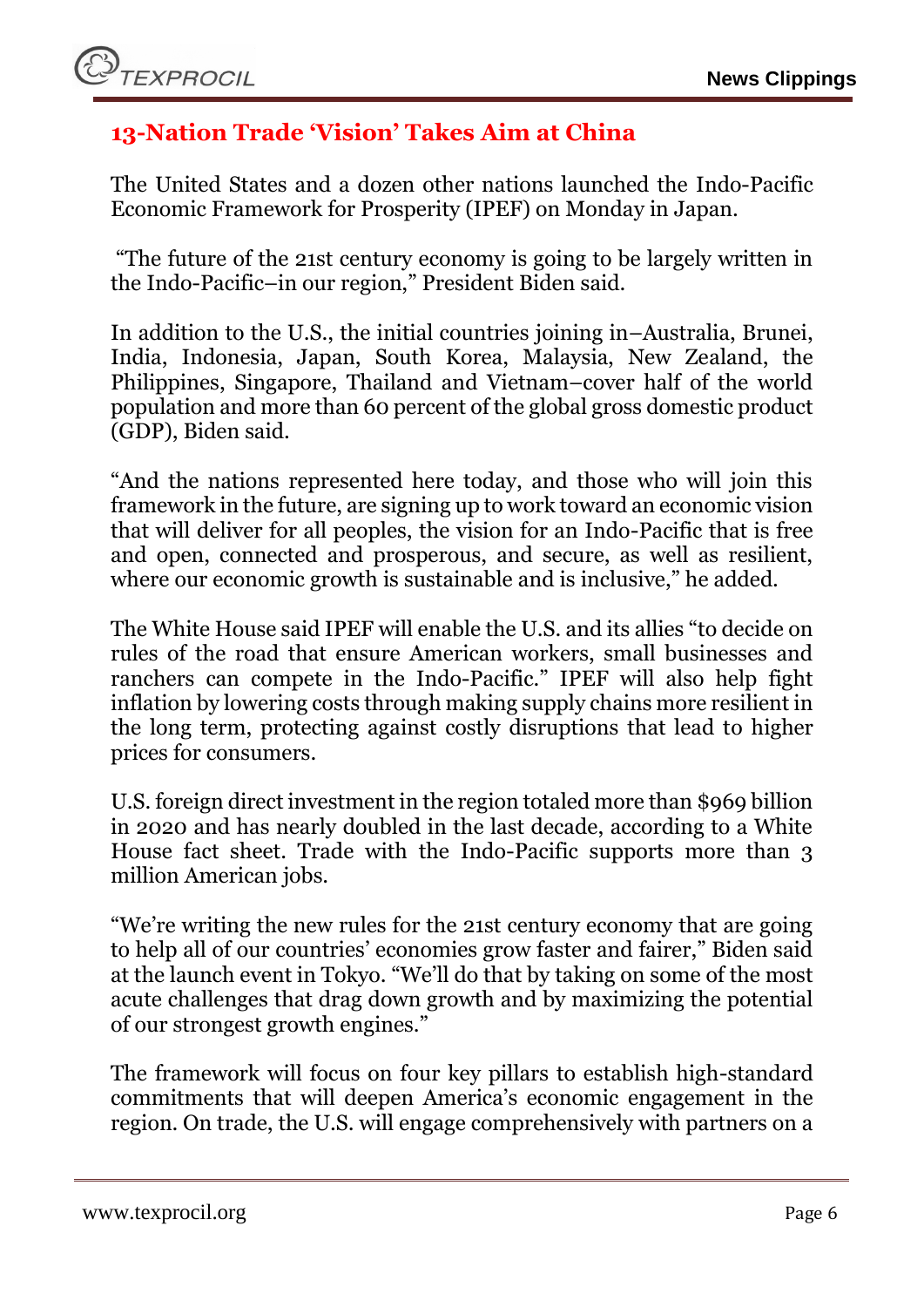## 13-Nation Trade 'Vision' Takes Aim at China

The United States and a dozen other nations launched the Indo-Pacific Economic Framework for Prosperity (IPEF) on Monday in Japan.

"The future of the 21st century economy is going to be largely written in the Indo-Pacific–in our region," President Biden said.

In addition to the U.S., the initial countries joining in–Australia, Brunei, India, Indonesia, Japan, South Korea, Malaysia, New Zealand, the Philippines, Singapore, Thailand and Vietnam–cover half of the world population and more than 60 percent of the global gross domestic product (GDP), Biden said.

"And the nations represented here today, and those who will join this framework in the future, are signing up to work toward an economic vision that will deliver for all peoples, the vision for an Indo-Pacific that is free and open, connected and prosperous, and secure, as well as resilient, where our economic growth is sustainable and is inclusive," he added.

The White House said IPEF will enable the U.S. and its allies "to decide on rules of the road that ensure American workers, small businesses and ranchers can compete in the Indo-Pacific." IPEF will also help fight inflation by lowering costs through making supply chains more resilient in the long term, protecting against costly disruptions that lead to higher prices for consumers.

U.S. foreign direct investment in the region totaled more than $969 billion in 2020 and has nearly doubled in the last decade, according to a White House fact sheet. Trade with the Indo-Pacific supports more than 3 million American jobs.

"We're writing the new rules for the 21st century economy that are going to help all of our countries' economies grow faster and fairer," Biden said at the launch event in Tokyo. "We'll do that by taking on some of the most acute challenges that drag down growth and by maximizing the potential of our strongest growth engines."

The framework will focus on four key pillars to establish high-standard commitments that will deepen America's economic engagement in the region. On trade, the U.S. will engage comprehensively with partners on a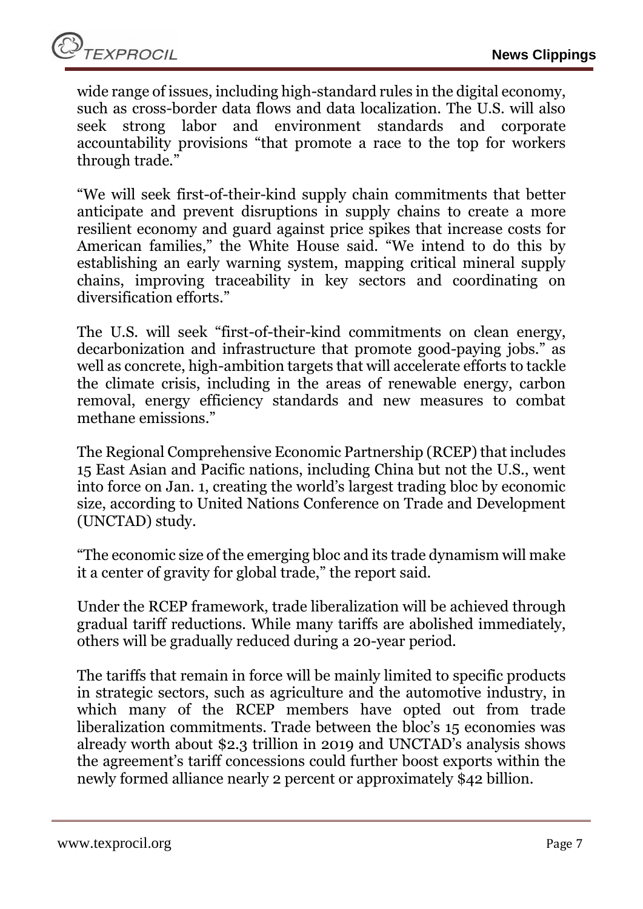wide range of issues, including high-standard rules in the digital economy, such as cross-border data flows and data localization. The U.S. will also seek strong labor and environment standards and corporate accountability provisions "that promote a race to the top for workers through trade."

"We will seek first-of-their-kind supply chain commitments that better anticipate and prevent disruptions in supply chains to create a more resilient economy and guard against price spikes that increase costs for American families," the White House said. "We intend to do this by establishing an early warning system, mapping critical mineral supply chains, improving traceability in key sectors and coordinating on diversification efforts."

The U.S. will seek "first-of-their-kind commitments on clean energy, decarbonization and infrastructure that promote good-paying jobs." as well as concrete, high-ambition targets that will accelerate efforts to tackle the climate crisis, including in the areas of renewable energy, carbon removal, energy efficiency standards and new measures to combat methane emissions."

The Regional Comprehensive Economic Partnership (RCEP) that includes 15 East Asian and Pacific nations, including China but not the U.S., went into force on Jan. 1, creating the world's largest trading bloc by economic size, according to United Nations Conference on Trade and Development (UNCTAD) study.

"The economic size of the emerging bloc and its trade dynamism will make it a center of gravity for global trade," the report said.

Under the RCEP framework, trade liberalization will be achieved through gradual tariff reductions. While many tariffs are abolished immediately, others will be gradually reduced during a 20-year period.

The tariffs that remain in force will be mainly limited to specific products in strategic sectors, such as agriculture and the automotive industry, in which many of the RCEP members have opted out from trade liberalization commitments. Trade between the bloc's 15 economies was already worth about $2.3 trillion in 2019 and UNCTAD's analysis shows the agreement's tariff concessions could further boost exports within the newly formed alliance nearly 2 percent or approximately $42 billion.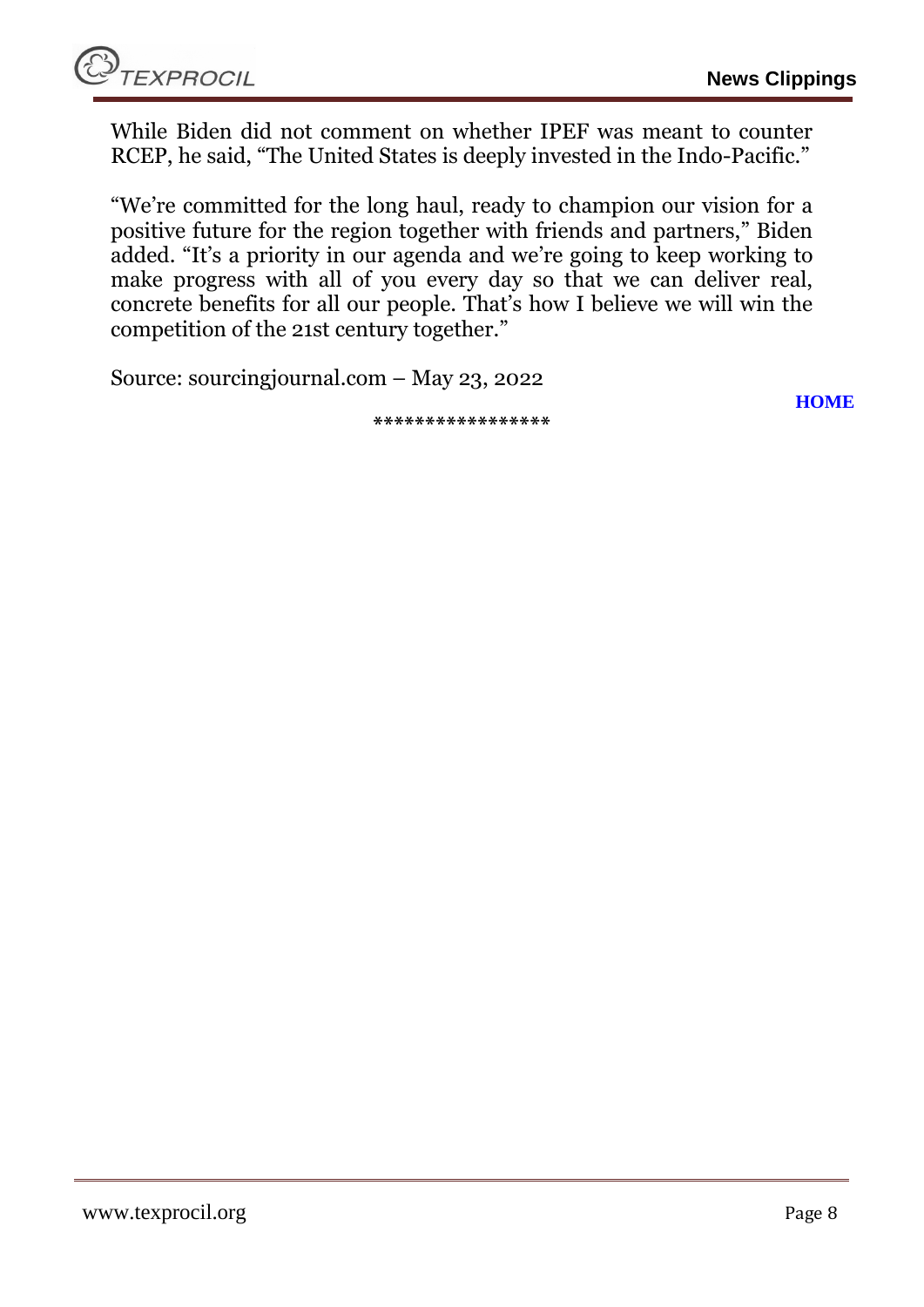While Biden did not comment on whether IPEF was meant to counter RCEP, he said, "The United States is deeply invested in the Indo-Pacific."

"We're committed for the long haul, ready to champion our vision for a positive future for the region together with friends and partners," Biden added. "It's a priority in our agenda and we're going to keep working to make progress with all of you every day so that we can deliver real, concrete benefits for all our people. That's how I believe we will win the competition of the 21st century together."

Source: sourcingjournal.com – May 23, 2022

HOME

*****************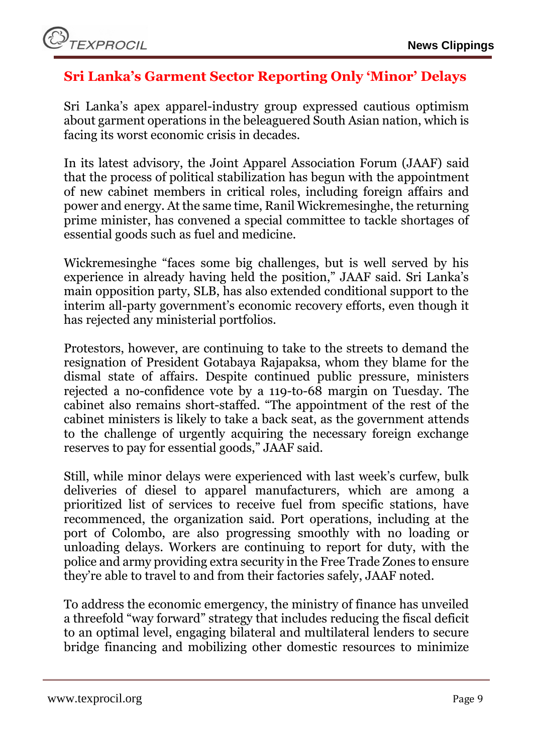## Sri Lanka's Garment Sector Reporting Only 'Minor' Delays

Sri Lanka's apex apparel-industry group expressed cautious optimism about garment operations in the beleaguered South Asian nation, which is facing its worst economic crisis in decades.

In its latest advisory, the Joint Apparel Association Forum (JAAF) said that the process of political stabilization has begun with the appointment of new cabinet members in critical roles, including foreign affairs and power and energy. At the same time, Ranil Wickremesinghe, the returning prime minister, has convened a special committee to tackle shortages of essential goods such as fuel and medicine.

Wickremesinghe "faces some big challenges, but is well served by his experience in already having held the position," JAAF said. Sri Lanka's main opposition party, SLB, has also extended conditional support to the interim all-party government's economic recovery efforts, even though it has rejected any ministerial portfolios.

Protestors, however, are continuing to take to the streets to demand the resignation of President Gotabaya Rajapaksa, whom they blame for the dismal state of affairs. Despite continued public pressure, ministers rejected a no-confidence vote by a 119-to-68 margin on Tuesday. The cabinet also remains short-staffed. "The appointment of the rest of the cabinet ministers is likely to take a back seat, as the government attends to the challenge of urgently acquiring the necessary foreign exchange reserves to pay for essential goods," JAAF said.

Still, while minor delays were experienced with last week's curfew, bulk deliveries of diesel to apparel manufacturers, which are among a prioritized list of services to receive fuel from specific stations, have recommenced, the organization said. Port operations, including at the port of Colombo, are also progressing smoothly with no loading or unloading delays. Workers are continuing to report for duty, with the police and army providing extra security in the Free Trade Zones to ensure they're able to travel to and from their factories safely, JAAF noted.

To address the economic emergency, the ministry of finance has unveiled a threefold "way forward" strategy that includes reducing the fiscal deficit to an optimal level, engaging bilateral and multilateral lenders to secure bridge financing and mobilizing other domestic resources to minimize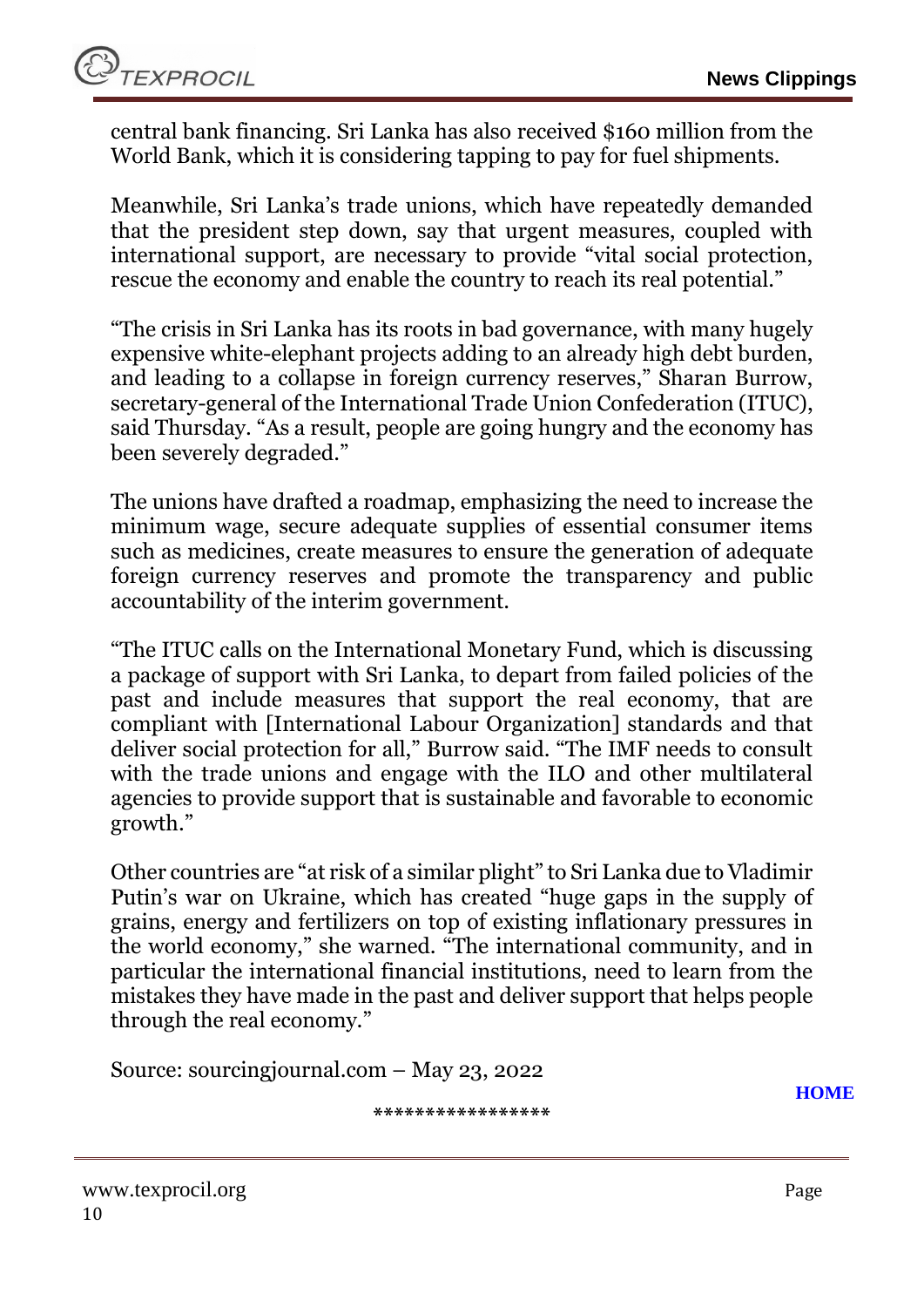central bank financing. Sri Lanka has also received $160 million from the World Bank, which it is considering tapping to pay for fuel shipments.

Meanwhile, Sri Lanka's trade unions, which have repeatedly demanded that the president step down, say that urgent measures, coupled with international support, are necessary to provide "vital social protection, rescue the economy and enable the country to reach its real potential."

"The crisis in Sri Lanka has its roots in bad governance, with many hugely expensive white-elephant projects adding to an already high debt burden, and leading to a collapse in foreign currency reserves," Sharan Burrow, secretary-general of the International Trade Union Confederation (ITUC), said Thursday. "As a result, people are going hungry and the economy has been severely degraded."

The unions have drafted a roadmap, emphasizing the need to increase the minimum wage, secure adequate supplies of essential consumer items such as medicines, create measures to ensure the generation of adequate foreign currency reserves and promote the transparency and public accountability of the interim government.

"The ITUC calls on the International Monetary Fund, which is discussing a package of support with Sri Lanka, to depart from failed policies of the past and include measures that support the real economy, that are compliant with [International Labour Organization] standards and that deliver social protection for all," Burrow said. "The IMF needs to consult with the trade unions and engage with the ILO and other multilateral agencies to provide support that is sustainable and favorable to economic growth."

Other countries are "at risk of a similar plight" to Sri Lanka due to Vladimir Putin's war on Ukraine, which has created "huge gaps in the supply of grains, energy and fertilizers on top of existing inflationary pressures in the world economy," she warned. "The international community, and in particular the international financial institutions, need to learn from the mistakes they have made in the past and deliver support that helps people through the real economy."

Source: sourcingjournal.com – May 23, 2022

**HOME**

*****************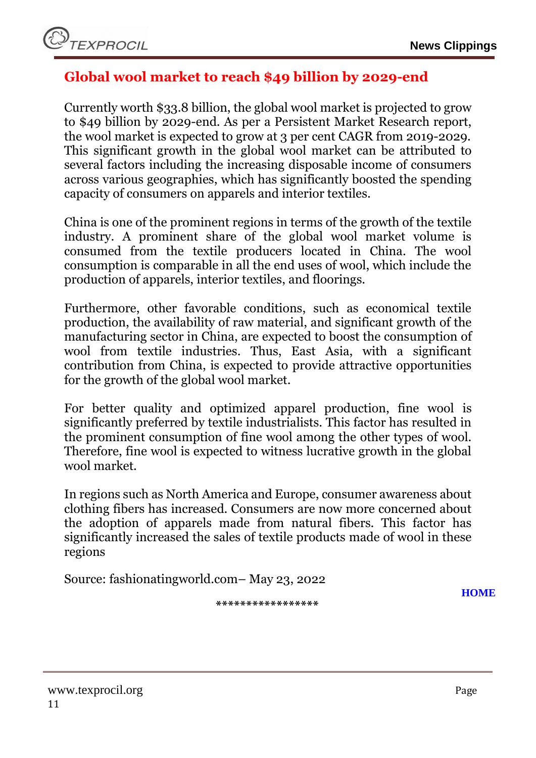## Global wool market to reach $49 billion by 2029-end

Currently worth $33.8 billion, the global wool market is projected to grow to $49 billion by 2029-end. As per a Persistent Market Research report, the wool market is expected to grow at 3 per cent CAGR from 2019-2029. This significant growth in the global wool market can be attributed to several factors including the increasing disposable income of consumers across various geographies, which has significantly boosted the spending capacity of consumers on apparels and interior textiles.

China is one of the prominent regions in terms of the growth of the textile industry. A prominent share of the global wool market volume is consumed from the textile producers located in China. The wool consumption is comparable in all the end uses of wool, which include the production of apparels, interior textiles, and floorings.

Furthermore, other favorable conditions, such as economical textile production, the availability of raw material, and significant growth of the manufacturing sector in China, are expected to boost the consumption of wool from textile industries. Thus, East Asia, with a significant contribution from China, is expected to provide attractive opportunities for the growth of the global wool market.

For better quality and optimized apparel production, fine wool is significantly preferred by textile industrialists. This factor has resulted in the prominent consumption of fine wool among the other types of wool. Therefore, fine wool is expected to witness lucrative growth in the global wool market.

In regions such as North America and Europe, consumer awareness about clothing fibers has increased. Consumers are now more concerned about the adoption of apparels made from natural fibers. This factor has significantly increased the sales of textile products made of wool in these regions

Source: fashionatingworld.com– May 23, 2022

**HOME**

*****************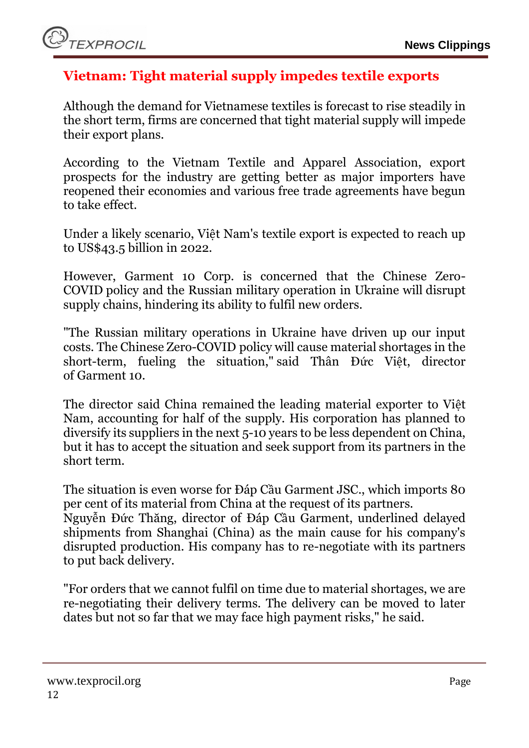## Vietnam: Tight material supply impedes textile exports

Although the demand for Vietnamese textiles is forecast to rise steadily in the short term, firms are concerned that tight material supply will impede their export plans.

According to the Vietnam Textile and Apparel Association, export prospects for the industry are getting better as major importers have reopened their economies and various free trade agreements have begun to take effect.

Under a likely scenario, Việt Nam's textile export is expected to reach up to US$43.5 billion in 2022.

However, Garment 10 Corp. is concerned that the Chinese Zero-COVID policy and the Russian military operation in Ukraine will disrupt supply chains, hindering its ability to fulfil new orders.

"The Russian military operations in Ukraine have driven up our input costs. The Chinese Zero-COVID policy will cause material shortages in the short-term, fueling the situation," said Thân Đức Việt, director of Garment 10.

The director said China remained the leading material exporter to Việt Nam, accounting for half of the supply. His corporation has planned to diversify its suppliers in the next 5-10 years to be less dependent on China, but it has to accept the situation and seek support from its partners in the short term.

The situation is even worse for Đáp Cầu Garment JSC., which imports 80 per cent of its material from China at the request of its partners.
Nguyễn Đức Thăng, director of Đáp Cầu Garment, underlined delayed shipments from Shanghai (China) as the main cause for his company's disrupted production. His company has to re-negotiate with its partners to put back delivery.

"For orders that we cannot fulfil on time due to material shortages, we are re-negotiating their delivery terms. The delivery can be moved to later dates but not so far that we may face high payment risks," he said.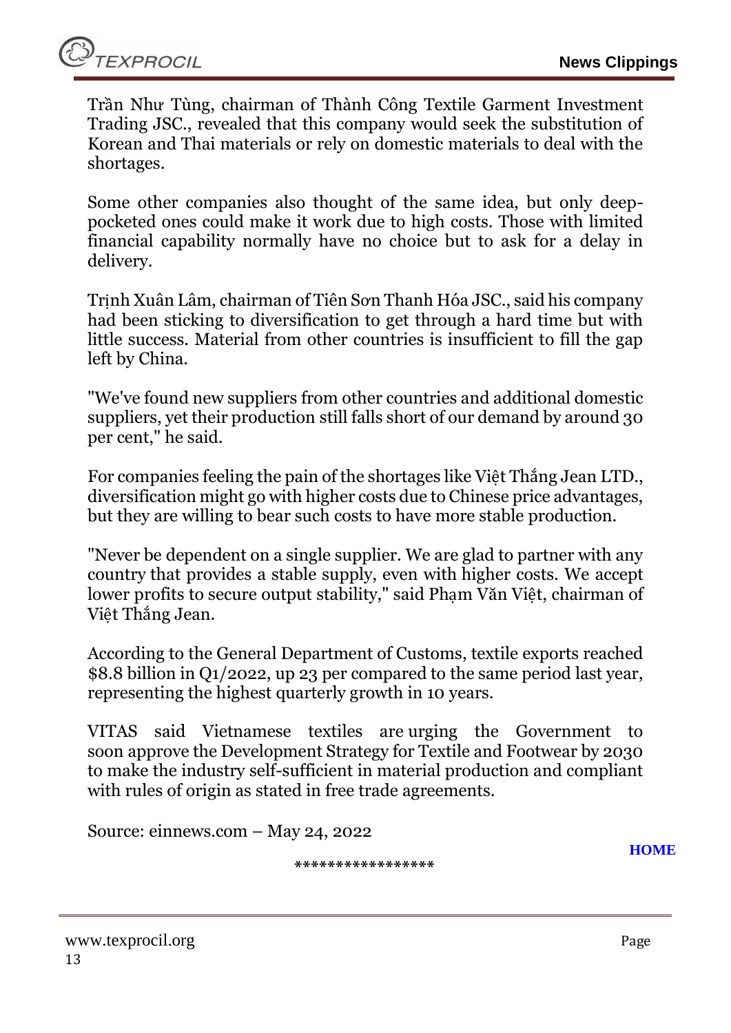Trần Như Tùng, chairman of Thành Công Textile Garment Investment Trading JSC., revealed that this company would seek the substitution of Korean and Thai materials or rely on domestic materials to deal with the shortages.

Some other companies also thought of the same idea, but only deep-pocketed ones could make it work due to high costs. Those with limited financial capability normally have no choice but to ask for a delay in delivery.

Trịnh Xuân Lâm, chairman of Tiên Sơn Thanh Hóa JSC., said his company had been sticking to diversification to get through a hard time but with little success. Material from other countries is insufficient to fill the gap left by China.

"We've found new suppliers from other countries and additional domestic suppliers, yet their production still falls short of our demand by around 30 per cent," he said.

For companies feeling the pain of the shortages like Việt Thắng Jean LTD., diversification might go with higher costs due to Chinese price advantages, but they are willing to bear such costs to have more stable production.

"Never be dependent on a single supplier. We are glad to partner with any country that provides a stable supply, even with higher costs. We accept lower profits to secure output stability," said Phạm Văn Việt, chairman of Việt Thắng Jean.

According to the General Department of Customs, textile exports reached $8.8 billion in Q1/2022, up 23 per compared to the same period last year, representing the highest quarterly growth in 10 years.

VITAS said Vietnamese textiles are urging the Government to soon approve the Development Strategy for Textile and Footwear by 2030 to make the industry self-sufficient in material production and compliant with rules of origin as stated in free trade agreements.

Source: einnews.com – May 24, 2022

HOME

*****************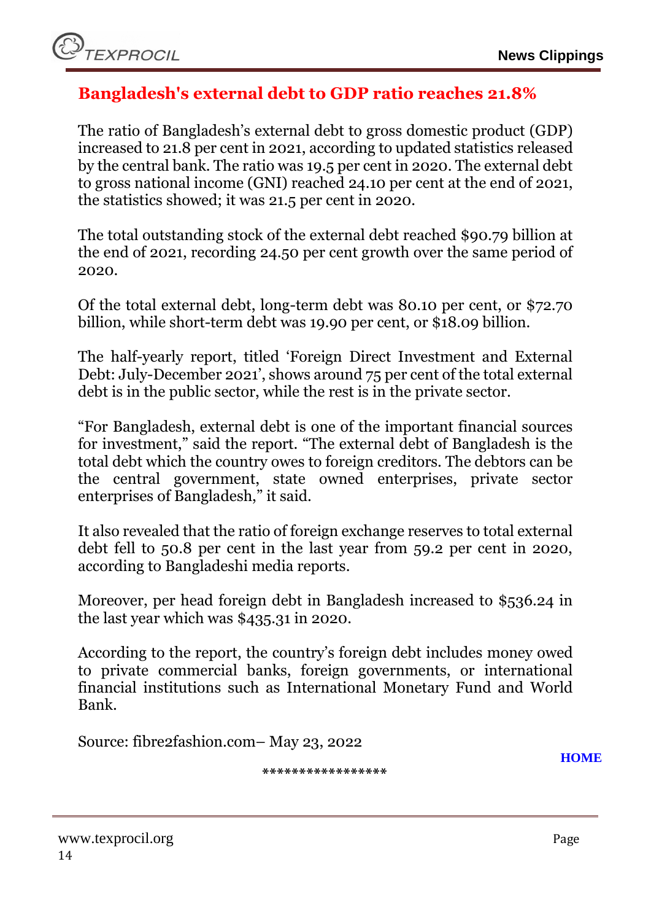## Bangladesh's external debt to GDP ratio reaches 21.8%

The ratio of Bangladesh's external debt to gross domestic product (GDP) increased to 21.8 per cent in 2021, according to updated statistics released by the central bank. The ratio was 19.5 per cent in 2020. The external debt to gross national income (GNI) reached 24.10 per cent at the end of 2021, the statistics showed; it was 21.5 per cent in 2020.

The total outstanding stock of the external debt reached $90.79 billion at the end of 2021, recording 24.50 per cent growth over the same period of 2020.

Of the total external debt, long-term debt was 80.10 per cent, or $72.70 billion, while short-term debt was 19.90 per cent, or $18.09 billion.

The half-yearly report, titled 'Foreign Direct Investment and External Debt: July-December 2021', shows around 75 per cent of the total external debt is in the public sector, while the rest is in the private sector.

"For Bangladesh, external debt is one of the important financial sources for investment," said the report. "The external debt of Bangladesh is the total debt which the country owes to foreign creditors. The debtors can be the central government, state owned enterprises, private sector enterprises of Bangladesh," it said.

It also revealed that the ratio of foreign exchange reserves to total external debt fell to 50.8 per cent in the last year from 59.2 per cent in 2020, according to Bangladeshi media reports.

Moreover, per head foreign debt in Bangladesh increased to $536.24 in the last year which was $435.31 in 2020.

According to the report, the country's foreign debt includes money owed to private commercial banks, foreign governments, or international financial institutions such as International Monetary Fund and World Bank.

Source: fibre2fashion.com– May 23, 2022

HOME

*****************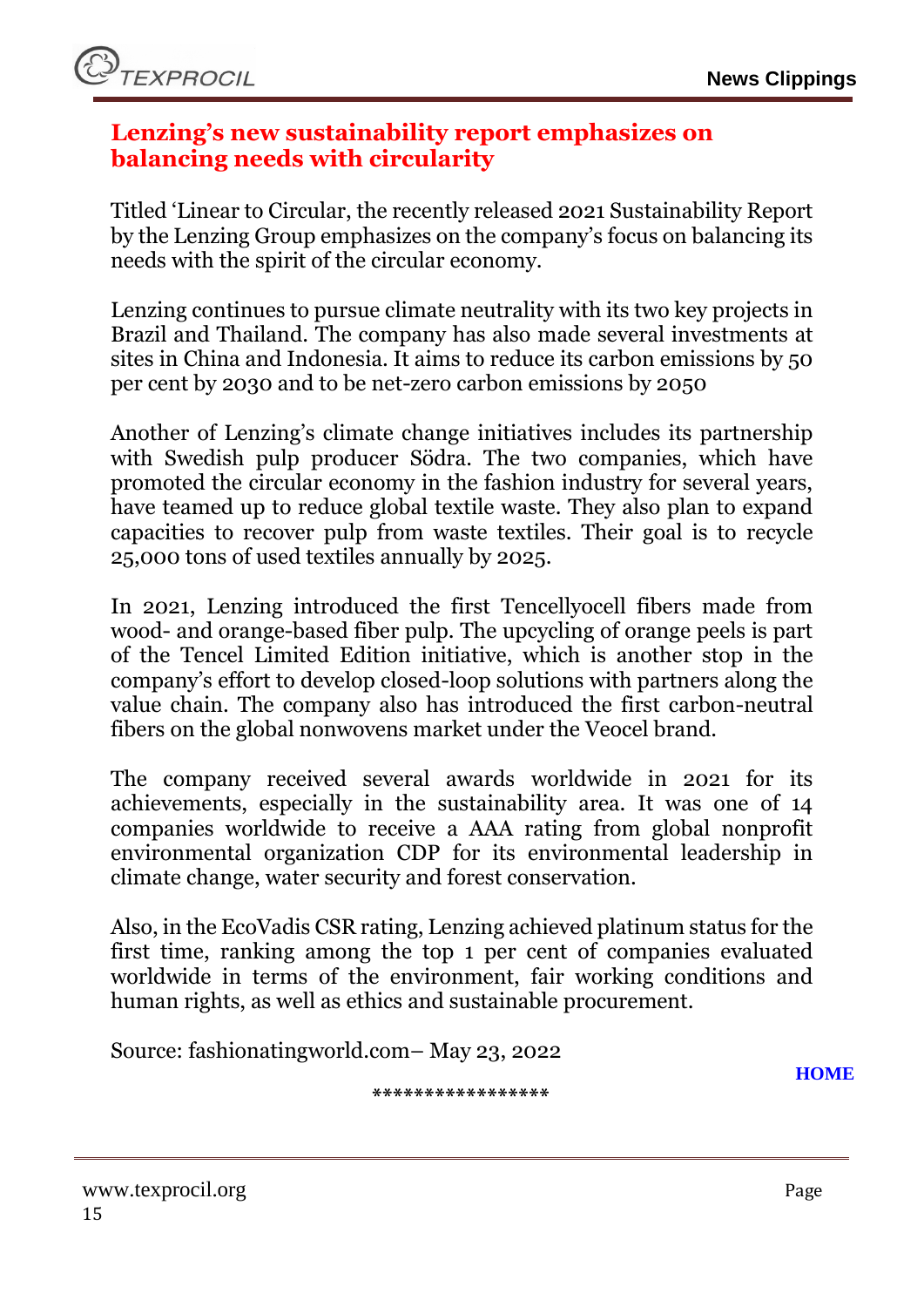## Lenzing's new sustainability report emphasizes on balancing needs with circularity

Titled 'Linear to Circular, the recently released 2021 Sustainability Report by the Lenzing Group emphasizes on the company's focus on balancing its needs with the spirit of the circular economy.

Lenzing continues to pursue climate neutrality with its two key projects in Brazil and Thailand. The company has also made several investments at sites in China and Indonesia. It aims to reduce its carbon emissions by 50 per cent by 2030 and to be net-zero carbon emissions by 2050

Another of Lenzing's climate change initiatives includes its partnership with Swedish pulp producer Södra. The two companies, which have promoted the circular economy in the fashion industry for several years, have teamed up to reduce global textile waste. They also plan to expand capacities to recover pulp from waste textiles. Their goal is to recycle 25,000 tons of used textiles annually by 2025.

In 2021, Lenzing introduced the first Tencellyocell fibers made from wood- and orange-based fiber pulp. The upcycling of orange peels is part of the Tencel Limited Edition initiative, which is another stop in the company's effort to develop closed-loop solutions with partners along the value chain. The company also has introduced the first carbon-neutral fibers on the global nonwovens market under the Veocel brand.

The company received several awards worldwide in 2021 for its achievements, especially in the sustainability area. It was one of 14 companies worldwide to receive a AAA rating from global nonprofit environmental organization CDP for its environmental leadership in climate change, water security and forest conservation.

Also, in the EcoVadis CSR rating, Lenzing achieved platinum status for the first time, ranking among the top 1 per cent of companies evaluated worldwide in terms of the environment, fair working conditions and human rights, as well as ethics and sustainable procurement.

Source: fashionatingworld.com– May 23, 2022

HOME

\*\*\*\*\*\*\*\*\*\*\*\*\*\*\*\*\*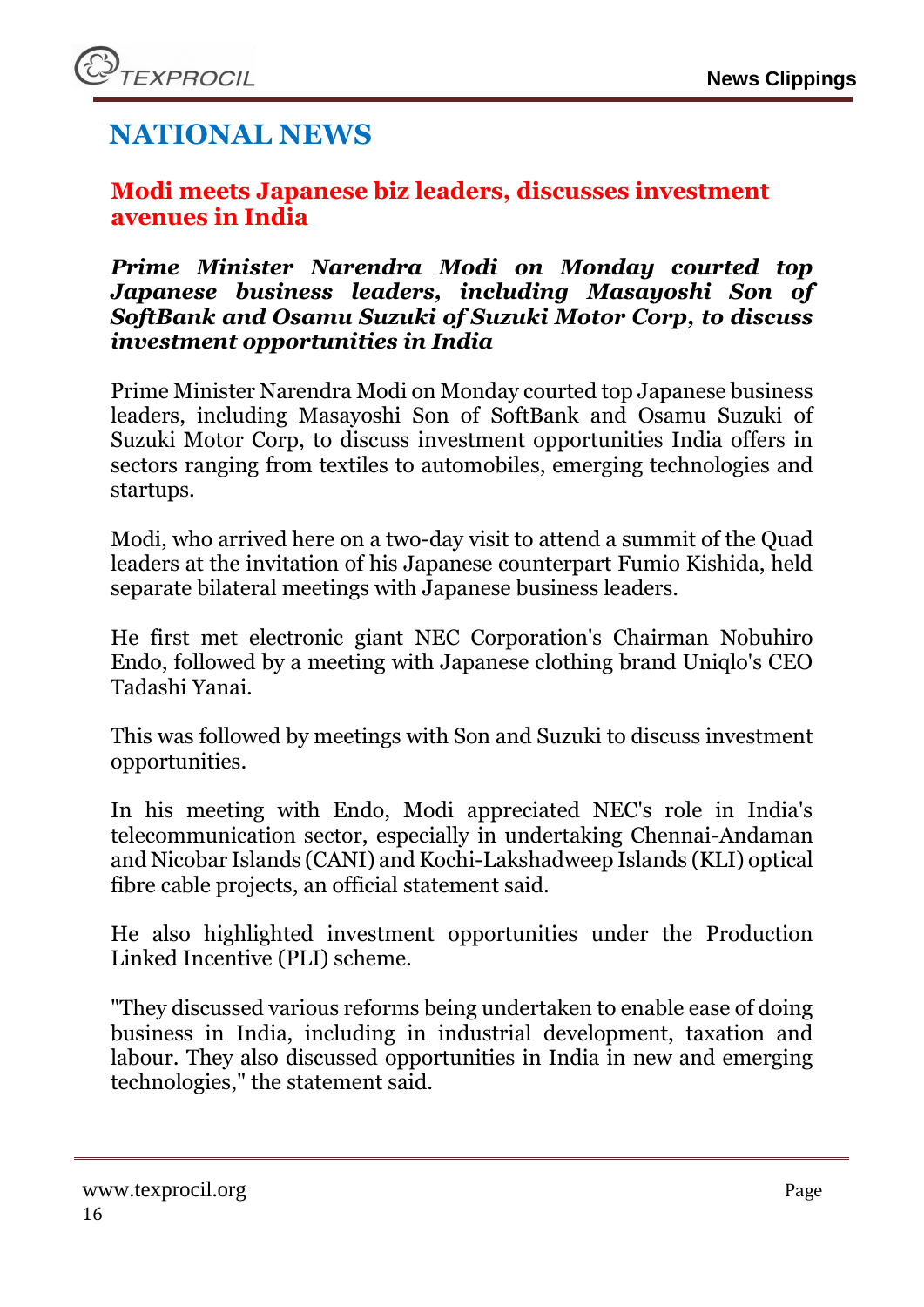# NATIONAL NEWS

## Modi meets Japanese biz leaders, discusses investment avenues in India

***Prime Minister Narendra Modi on Monday courted top Japanese business leaders, including Masayoshi Son of SoftBank and Osamu Suzuki of Suzuki Motor Corp, to discuss investment opportunities in India***

Prime Minister Narendra Modi on Monday courted top Japanese business leaders, including Masayoshi Son of SoftBank and Osamu Suzuki of Suzuki Motor Corp, to discuss investment opportunities India offers in sectors ranging from textiles to automobiles, emerging technologies and startups.

Modi, who arrived here on a two-day visit to attend a summit of the Quad leaders at the invitation of his Japanese counterpart Fumio Kishida, held separate bilateral meetings with Japanese business leaders.

He first met electronic giant NEC Corporation's Chairman Nobuhiro Endo, followed by a meeting with Japanese clothing brand Uniqlo's CEO Tadashi Yanai.

This was followed by meetings with Son and Suzuki to discuss investment opportunities.

In his meeting with Endo, Modi appreciated NEC's role in India's telecommunication sector, especially in undertaking Chennai-Andaman and Nicobar Islands (CANI) and Kochi-Lakshadweep Islands (KLI) optical fibre cable projects, an official statement said.

He also highlighted investment opportunities under the Production Linked Incentive (PLI) scheme.

"They discussed various reforms being undertaken to enable ease of doing business in India, including in industrial development, taxation and labour. They also discussed opportunities in India in new and emerging technologies," the statement said.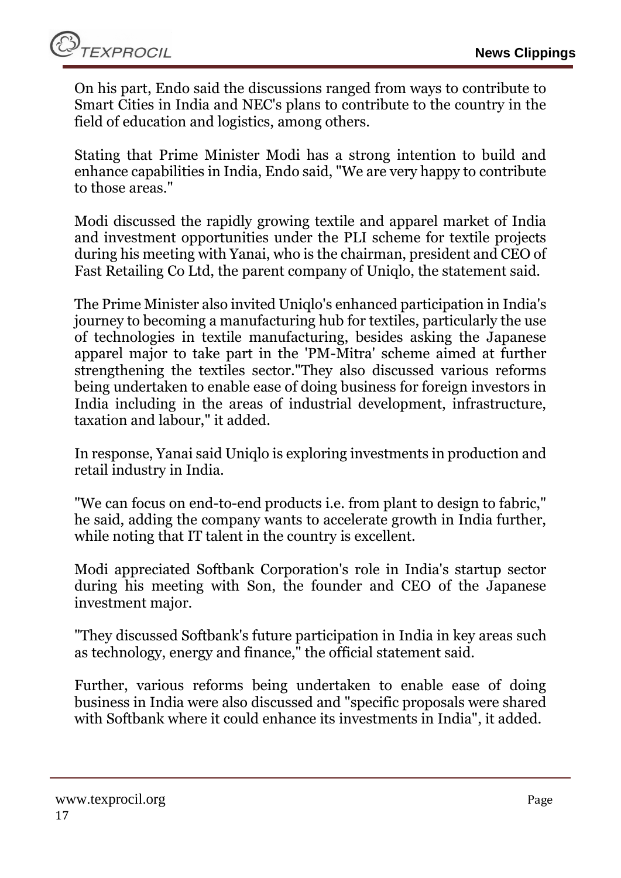On his part, Endo said the discussions ranged from ways to contribute to Smart Cities in India and NEC's plans to contribute to the country in the field of education and logistics, among others.

Stating that Prime Minister Modi has a strong intention to build and enhance capabilities in India, Endo said, "We are very happy to contribute to those areas."

Modi discussed the rapidly growing textile and apparel market of India and investment opportunities under the PLI scheme for textile projects during his meeting with Yanai, who is the chairman, president and CEO of Fast Retailing Co Ltd, the parent company of Uniqlo, the statement said.

The Prime Minister also invited Uniqlo's enhanced participation in India's journey to becoming a manufacturing hub for textiles, particularly the use of technologies in textile manufacturing, besides asking the Japanese apparel major to take part in the 'PM-Mitra' scheme aimed at further strengthening the textiles sector."They also discussed various reforms being undertaken to enable ease of doing business for foreign investors in India including in the areas of industrial development, infrastructure, taxation and labour," it added.

In response, Yanai said Uniqlo is exploring investments in production and retail industry in India.

"We can focus on end-to-end products i.e. from plant to design to fabric," he said, adding the company wants to accelerate growth in India further, while noting that IT talent in the country is excellent.

Modi appreciated Softbank Corporation's role in India's startup sector during his meeting with Son, the founder and CEO of the Japanese investment major.

"They discussed Softbank's future participation in India in key areas such as technology, energy and finance," the official statement said.

Further, various reforms being undertaken to enable ease of doing business in India were also discussed and "specific proposals were shared with Softbank where it could enhance its investments in India", it added.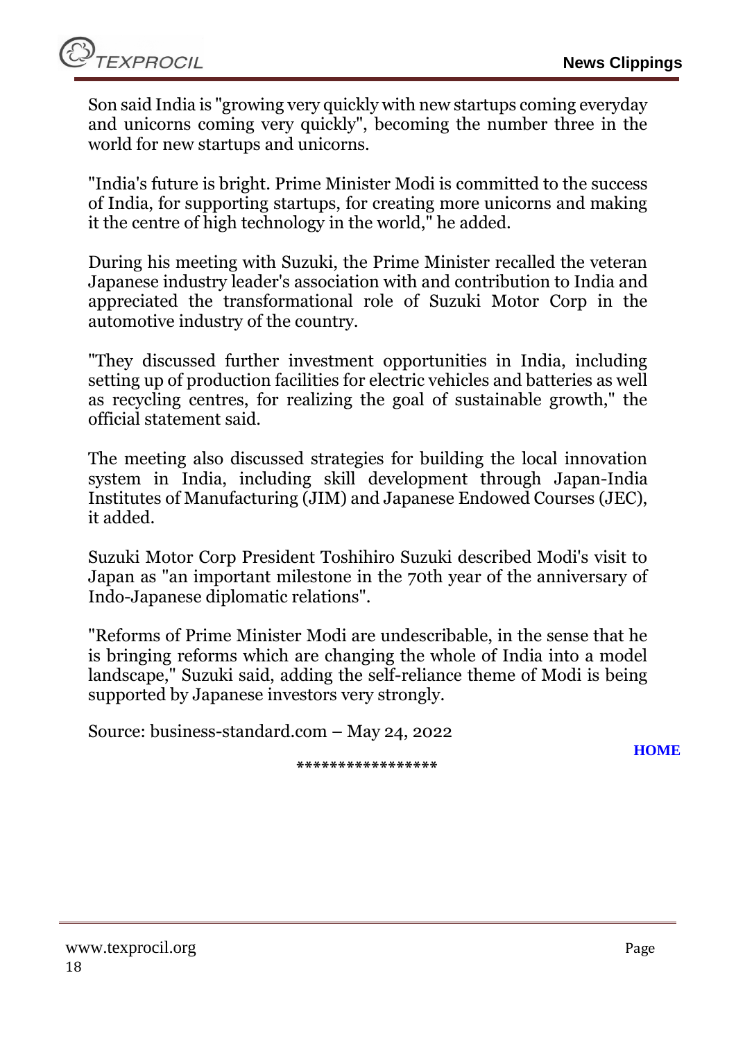Son said India is "growing very quickly with new startups coming everyday and unicorns coming very quickly", becoming the number three in the world for new startups and unicorns.

"India's future is bright. Prime Minister Modi is committed to the success of India, for supporting startups, for creating more unicorns and making it the centre of high technology in the world," he added.

During his meeting with Suzuki, the Prime Minister recalled the veteran Japanese industry leader's association with and contribution to India and appreciated the transformational role of Suzuki Motor Corp in the automotive industry of the country.

"They discussed further investment opportunities in India, including setting up of production facilities for electric vehicles and batteries as well as recycling centres, for realizing the goal of sustainable growth," the official statement said.

The meeting also discussed strategies for building the local innovation system in India, including skill development through Japan-India Institutes of Manufacturing (JIM) and Japanese Endowed Courses (JEC), it added.

Suzuki Motor Corp President Toshihiro Suzuki described Modi's visit to Japan as "an important milestone in the 70th year of the anniversary of Indo-Japanese diplomatic relations".

"Reforms of Prime Minister Modi are undescribable, in the sense that he is bringing reforms which are changing the whole of India into a model landscape," Suzuki said, adding the self-reliance theme of Modi is being supported by Japanese investors very strongly.

Source: business-standard.com – May 24, 2022

**HOME**

*****************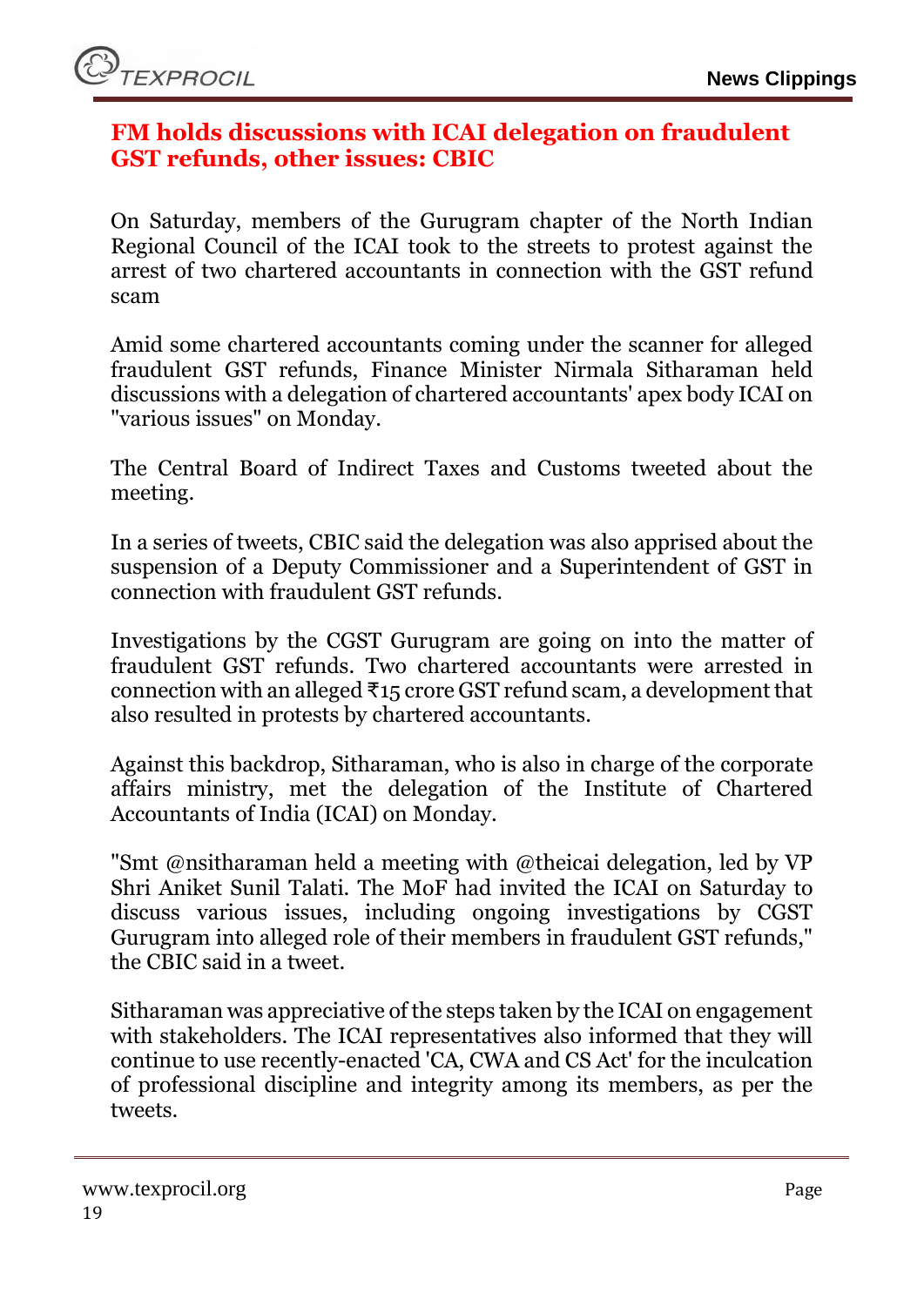## FM holds discussions with ICAI delegation on fraudulent GST refunds, other issues: CBIC

On Saturday, members of the Gurugram chapter of the North Indian Regional Council of the ICAI took to the streets to protest against the arrest of two chartered accountants in connection with the GST refund scam

Amid some chartered accountants coming under the scanner for alleged fraudulent GST refunds, Finance Minister Nirmala Sitharaman held discussions with a delegation of chartered accountants' apex body ICAI on "various issues" on Monday.

The Central Board of Indirect Taxes and Customs tweeted about the meeting.

In a series of tweets, CBIC said the delegation was also apprised about the suspension of a Deputy Commissioner and a Superintendent of GST in connection with fraudulent GST refunds.

Investigations by the CGST Gurugram are going on into the matter of fraudulent GST refunds. Two chartered accountants were arrested in connection with an alleged ₹15 crore GST refund scam, a development that also resulted in protests by chartered accountants.

Against this backdrop, Sitharaman, who is also in charge of the corporate affairs ministry, met the delegation of the Institute of Chartered Accountants of India (ICAI) on Monday.

"Smt @nsitharaman held a meeting with @theicai delegation, led by VP Shri Aniket Sunil Talati. The MoF had invited the ICAI on Saturday to discuss various issues, including ongoing investigations by CGST Gurugram into alleged role of their members in fraudulent GST refunds," the CBIC said in a tweet.

Sitharaman was appreciative of the steps taken by the ICAI on engagement with stakeholders. The ICAI representatives also informed that they will continue to use recently-enacted 'CA, CWA and CS Act' for the inculcation of professional discipline and integrity among its members, as per the tweets.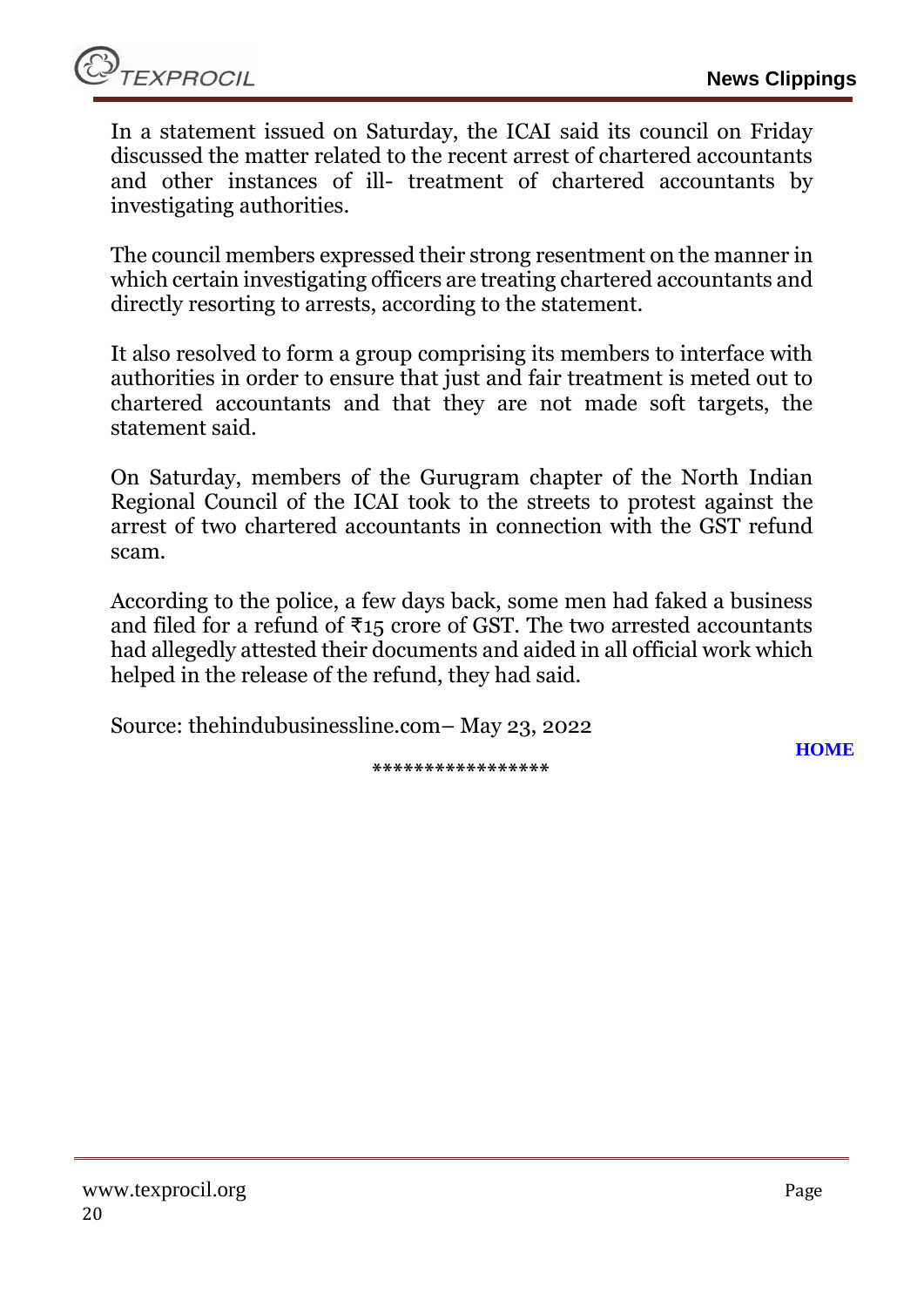In a statement issued on Saturday, the ICAI said its council on Friday discussed the matter related to the recent arrest of chartered accountants and other instances of ill- treatment of chartered accountants by investigating authorities.

The council members expressed their strong resentment on the manner in which certain investigating officers are treating chartered accountants and directly resorting to arrests, according to the statement.

It also resolved to form a group comprising its members to interface with authorities in order to ensure that just and fair treatment is meted out to chartered accountants and that they are not made soft targets, the statement said.

On Saturday, members of the Gurugram chapter of the North Indian Regional Council of the ICAI took to the streets to protest against the arrest of two chartered accountants in connection with the GST refund scam.

According to the police, a few days back, some men had faked a business and filed for a refund of ₹15 crore of GST. The two arrested accountants had allegedly attested their documents and aided in all official work which helped in the release of the refund, they had said.

Source: thehindubusinessline.com– May 23, 2022

HOME

*****************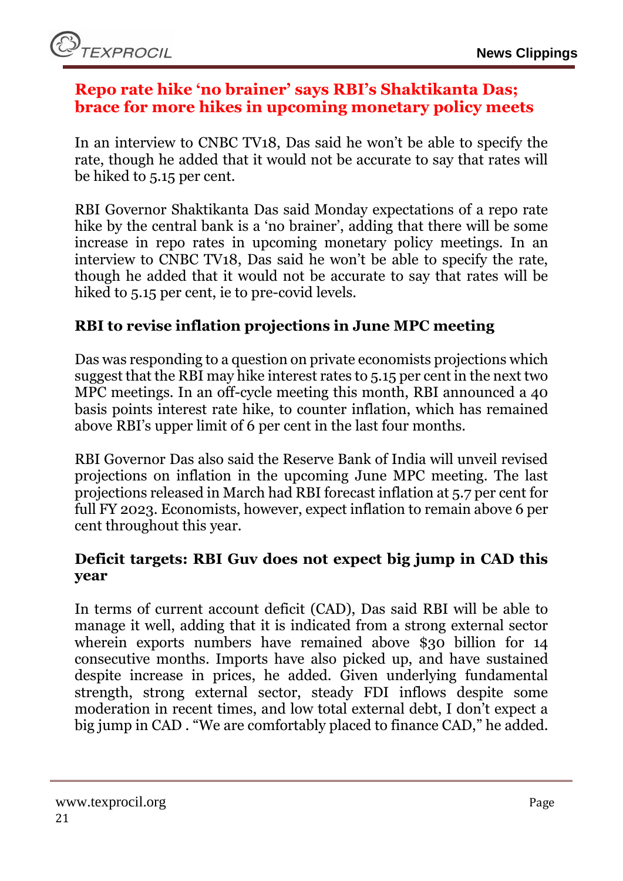## Repo rate hike 'no brainer' says RBI's Shaktikanta Das; brace for more hikes in upcoming monetary policy meets

In an interview to CNBC TV18, Das said he won't be able to specify the rate, though he added that it would not be accurate to say that rates will be hiked to 5.15 per cent.

RBI Governor Shaktikanta Das said Monday expectations of a repo rate hike by the central bank is a 'no brainer', adding that there will be some increase in repo rates in upcoming monetary policy meetings. In an interview to CNBC TV18, Das said he won't be able to specify the rate, though he added that it would not be accurate to say that rates will be hiked to 5.15 per cent, ie to pre-covid levels.

### RBI to revise inflation projections in June MPC meeting

Das was responding to a question on private economists projections which suggest that the RBI may hike interest rates to 5.15 per cent in the next two MPC meetings. In an off-cycle meeting this month, RBI announced a 40 basis points interest rate hike, to counter inflation, which has remained above RBI's upper limit of 6 per cent in the last four months.

RBI Governor Das also said the Reserve Bank of India will unveil revised projections on inflation in the upcoming June MPC meeting. The last projections released in March had RBI forecast inflation at 5.7 per cent for full FY 2023. Economists, however, expect inflation to remain above 6 per cent throughout this year.

### Deficit targets: RBI Guv does not expect big jump in CAD this year

In terms of current account deficit (CAD), Das said RBI will be able to manage it well, adding that it is indicated from a strong external sector wherein exports numbers have remained above $30 billion for 14 consecutive months. Imports have also picked up, and have sustained despite increase in prices, he added. Given underlying fundamental strength, strong external sector, steady FDI inflows despite some moderation in recent times, and low total external debt, I don't expect a big jump in CAD . "We are comfortably placed to finance CAD," he added.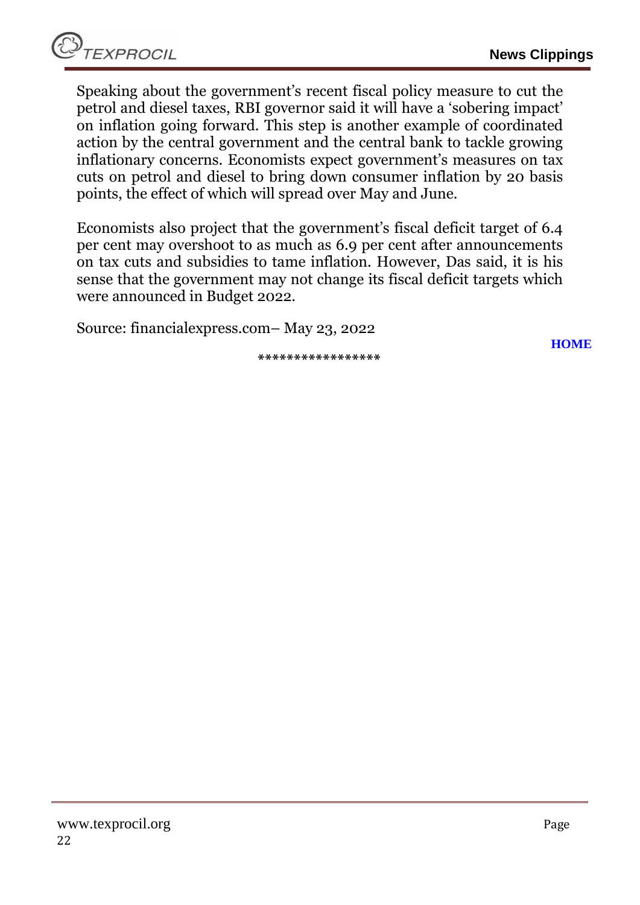Speaking about the government's recent fiscal policy measure to cut the petrol and diesel taxes, RBI governor said it will have a 'sobering impact' on inflation going forward. This step is another example of coordinated action by the central government and the central bank to tackle growing inflationary concerns. Economists expect government's measures on tax cuts on petrol and diesel to bring down consumer inflation by 20 basis points, the effect of which will spread over May and June.

Economists also project that the government's fiscal deficit target of 6.4 per cent may overshoot to as much as 6.9 per cent after announcements on tax cuts and subsidies to tame inflation. However, Das said, it is his sense that the government may not change its fiscal deficit targets which were announced in Budget 2022.

Source: financialexpress.com– May 23, 2022

**HOME**

*****************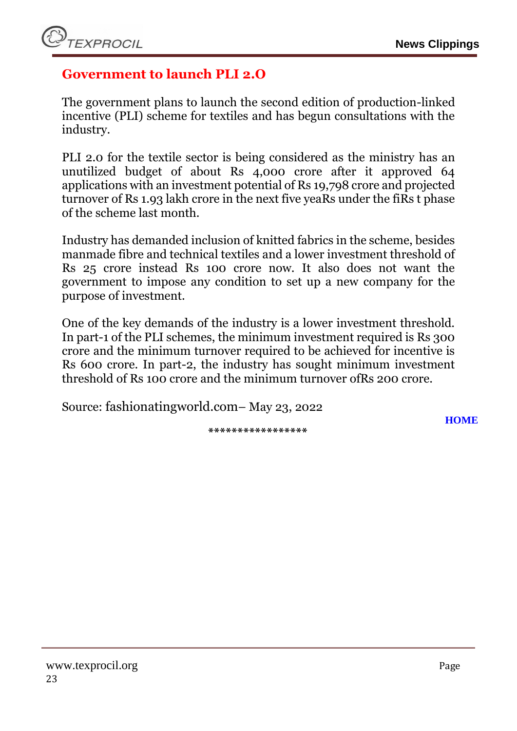## Government to launch PLI 2.O

The government plans to launch the second edition of production-linked incentive (PLI) scheme for textiles and has begun consultations with the industry.

PLI 2.0 for the textile sector is being considered as the ministry has an unutilized budget of about Rs 4,000 crore after it approved 64 applications with an investment potential of Rs 19,798 crore and projected turnover of Rs 1.93 lakh crore in the next five yeaRs under the fiRs t phase of the scheme last month.

Industry has demanded inclusion of knitted fabrics in the scheme, besides manmade fibre and technical textiles and a lower investment threshold of Rs 25 crore instead Rs 100 crore now. It also does not want the government to impose any condition to set up a new company for the purpose of investment.

One of the key demands of the industry is a lower investment threshold. In part-1 of the PLI schemes, the minimum investment required is Rs 300 crore and the minimum turnover required to be achieved for incentive is Rs 600 crore. In part-2, the industry has sought minimum investment threshold of Rs 100 crore and the minimum turnover ofRs 200 crore.

Source: fashionatingworld.com– May 23, 2022

HOME

*****************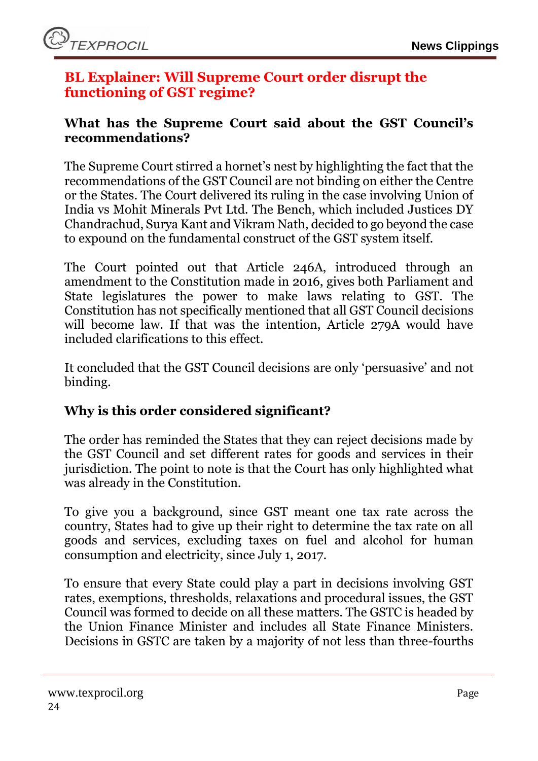## BL Explainer: Will Supreme Court order disrupt the functioning of GST regime?

### What has the Supreme Court said about the GST Council's recommendations?

The Supreme Court stirred a hornet's nest by highlighting the fact that the recommendations of the GST Council are not binding on either the Centre or the States. The Court delivered its ruling in the case involving Union of India vs Mohit Minerals Pvt Ltd. The Bench, which included Justices DY Chandrachud, Surya Kant and Vikram Nath, decided to go beyond the case to expound on the fundamental construct of the GST system itself.

The Court pointed out that Article 246A, introduced through an amendment to the Constitution made in 2016, gives both Parliament and State legislatures the power to make laws relating to GST. The Constitution has not specifically mentioned that all GST Council decisions will become law. If that was the intention, Article 279A would have included clarifications to this effect.

It concluded that the GST Council decisions are only 'persuasive' and not binding.

### Why is this order considered significant?

The order has reminded the States that they can reject decisions made by the GST Council and set different rates for goods and services in their jurisdiction. The point to note is that the Court has only highlighted what was already in the Constitution.

To give you a background, since GST meant one tax rate across the country, States had to give up their right to determine the tax rate on all goods and services, excluding taxes on fuel and alcohol for human consumption and electricity, since July 1, 2017.

To ensure that every State could play a part in decisions involving GST rates, exemptions, thresholds, relaxations and procedural issues, the GST Council was formed to decide on all these matters. The GSTC is headed by the Union Finance Minister and includes all State Finance Ministers. Decisions in GSTC are taken by a majority of not less than three-fourths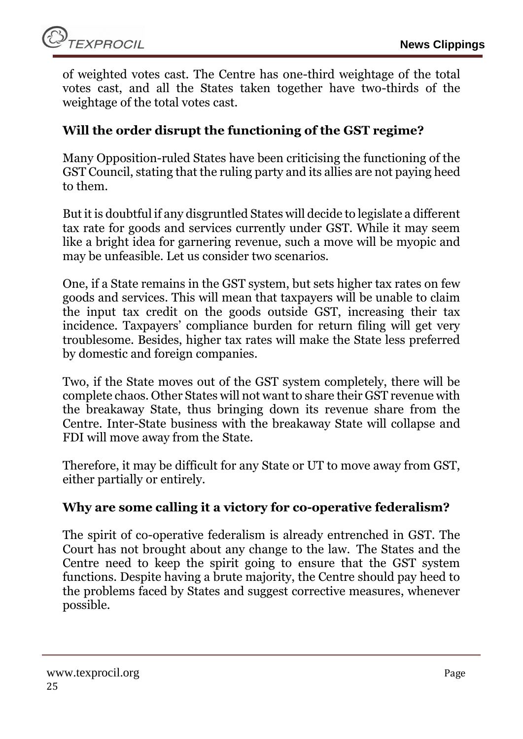of weighted votes cast. The Centre has one-third weightage of the total votes cast, and all the States taken together have two-thirds of the weightage of the total votes cast.

**Will the order disrupt the functioning of the GST regime?**

Many Opposition-ruled States have been criticising the functioning of the GST Council, stating that the ruling party and its allies are not paying heed to them.

But it is doubtful if any disgruntled States will decide to legislate a different tax rate for goods and services currently under GST. While it may seem like a bright idea for garnering revenue, such a move will be myopic and may be unfeasible. Let us consider two scenarios.

One, if a State remains in the GST system, but sets higher tax rates on few goods and services. This will mean that taxpayers will be unable to claim the input tax credit on the goods outside GST, increasing their tax incidence. Taxpayers' compliance burden for return filing will get very troublesome. Besides, higher tax rates will make the State less preferred by domestic and foreign companies.

Two, if the State moves out of the GST system completely, there will be complete chaos. Other States will not want to share their GST revenue with the breakaway State, thus bringing down its revenue share from the Centre. Inter-State business with the breakaway State will collapse and FDI will move away from the State.

Therefore, it may be difficult for any State or UT to move away from GST, either partially or entirely.

**Why are some calling it a victory for co-operative federalism?**

The spirit of co-operative federalism is already entrenched in GST. The Court has not brought about any change to the law. The States and the Centre need to keep the spirit going to ensure that the GST system functions. Despite having a brute majority, the Centre should pay heed to the problems faced by States and suggest corrective measures, whenever possible.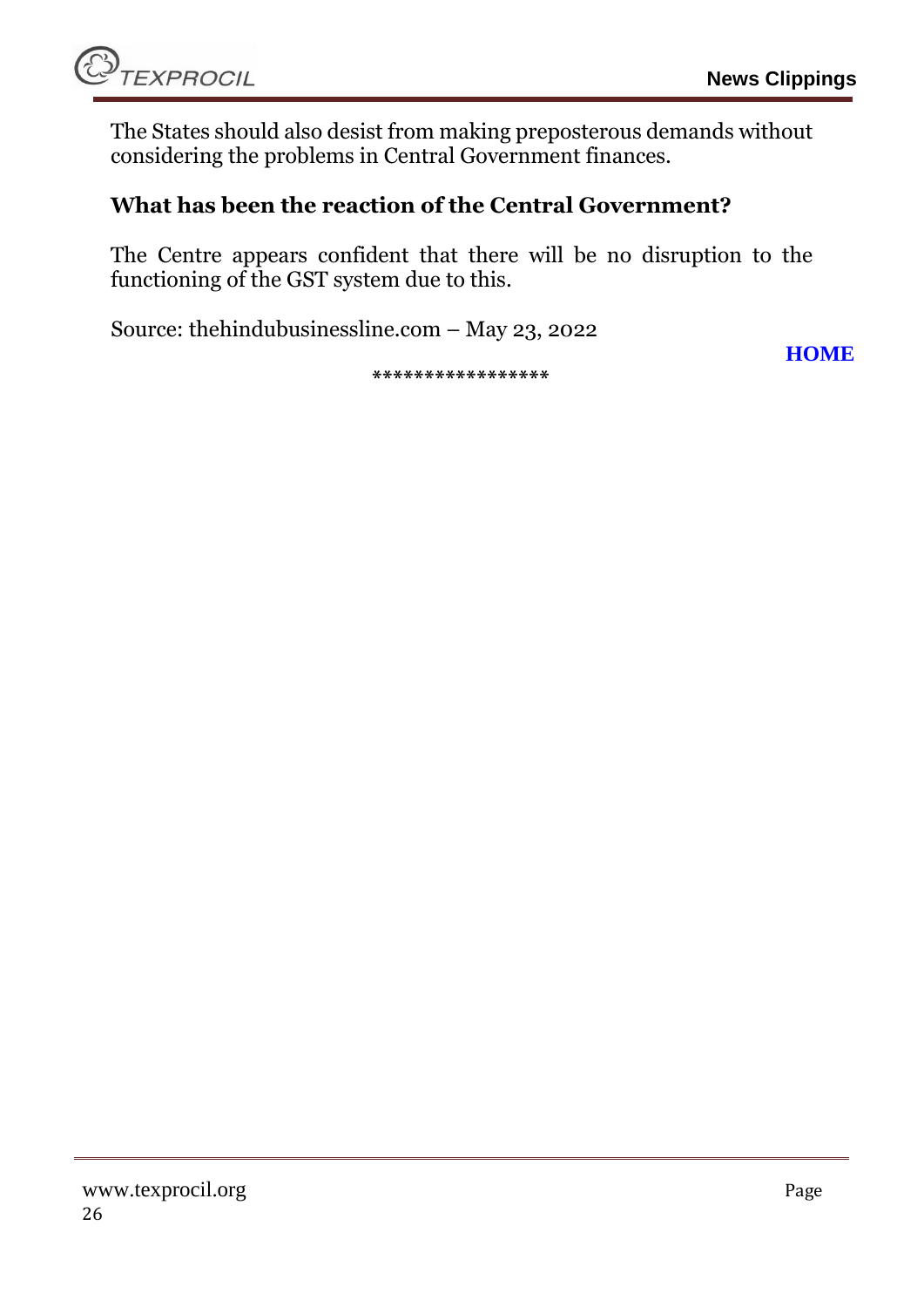The States should also desist from making preposterous demands without considering the problems in Central Government finances.

### What has been the reaction of the Central Government?

The Centre appears confident that there will be no disruption to the functioning of the GST system due to this.

Source: thehindubusinessline.com – May 23, 2022

**HOME**

*****************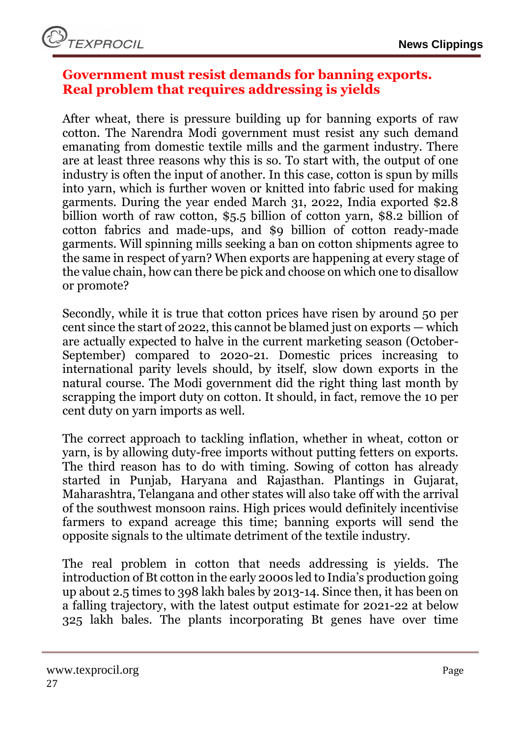## Government must resist demands for banning exports. Real problem that requires addressing is yields

After wheat, there is pressure building up for banning exports of raw cotton. The Narendra Modi government must resist any such demand emanating from domestic textile mills and the garment industry. There are at least three reasons why this is so. To start with, the output of one industry is often the input of another. In this case, cotton is spun by mills into yarn, which is further woven or knitted into fabric used for making garments. During the year ended March 31, 2022, India exported $2.8 billion worth of raw cotton, $5.5 billion of cotton yarn, $8.2 billion of cotton fabrics and made-ups, and $9 billion of cotton ready-made garments. Will spinning mills seeking a ban on cotton shipments agree to the same in respect of yarn? When exports are happening at every stage of the value chain, how can there be pick and choose on which one to disallow or promote?

Secondly, while it is true that cotton prices have risen by around 50 per cent since the start of 2022, this cannot be blamed just on exports — which are actually expected to halve in the current marketing season (October-September) compared to 2020-21. Domestic prices increasing to international parity levels should, by itself, slow down exports in the natural course. The Modi government did the right thing last month by scrapping the import duty on cotton. It should, in fact, remove the 10 per cent duty on yarn imports as well.

The correct approach to tackling inflation, whether in wheat, cotton or yarn, is by allowing duty-free imports without putting fetters on exports. The third reason has to do with timing. Sowing of cotton has already started in Punjab, Haryana and Rajasthan. Plantings in Gujarat, Maharashtra, Telangana and other states will also take off with the arrival of the southwest monsoon rains. High prices would definitely incentivise farmers to expand acreage this time; banning exports will send the opposite signals to the ultimate detriment of the textile industry.

The real problem in cotton that needs addressing is yields. The introduction of Bt cotton in the early 2000s led to India's production going up about 2.5 times to 398 lakh bales by 2013-14. Since then, it has been on a falling trajectory, with the latest output estimate for 2021-22 at below 325 lakh bales. The plants incorporating Bt genes have over time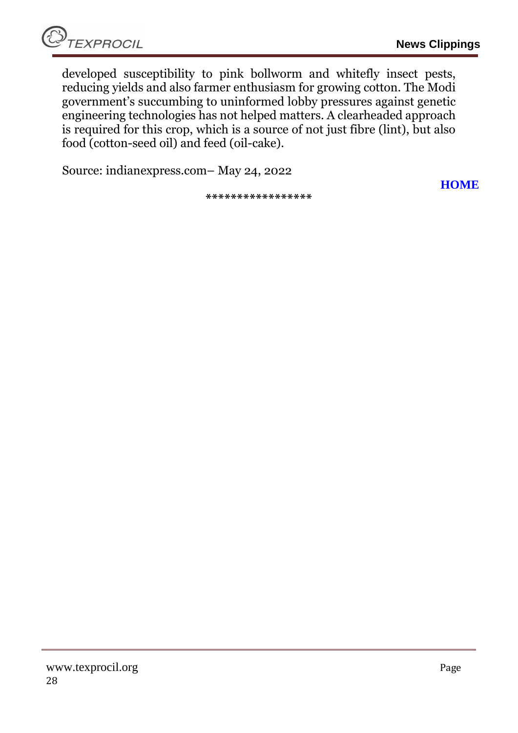developed susceptibility to pink bollworm and whitefly insect pests, reducing yields and also farmer enthusiasm for growing cotton. The Modi government's succumbing to uninformed lobby pressures against genetic engineering technologies has not helped matters. A clearheaded approach is required for this crop, which is a source of not just fibre (lint), but also food (cotton-seed oil) and feed (oil-cake).

Source: indianexpress.com– May 24, 2022

**HOME**

*****************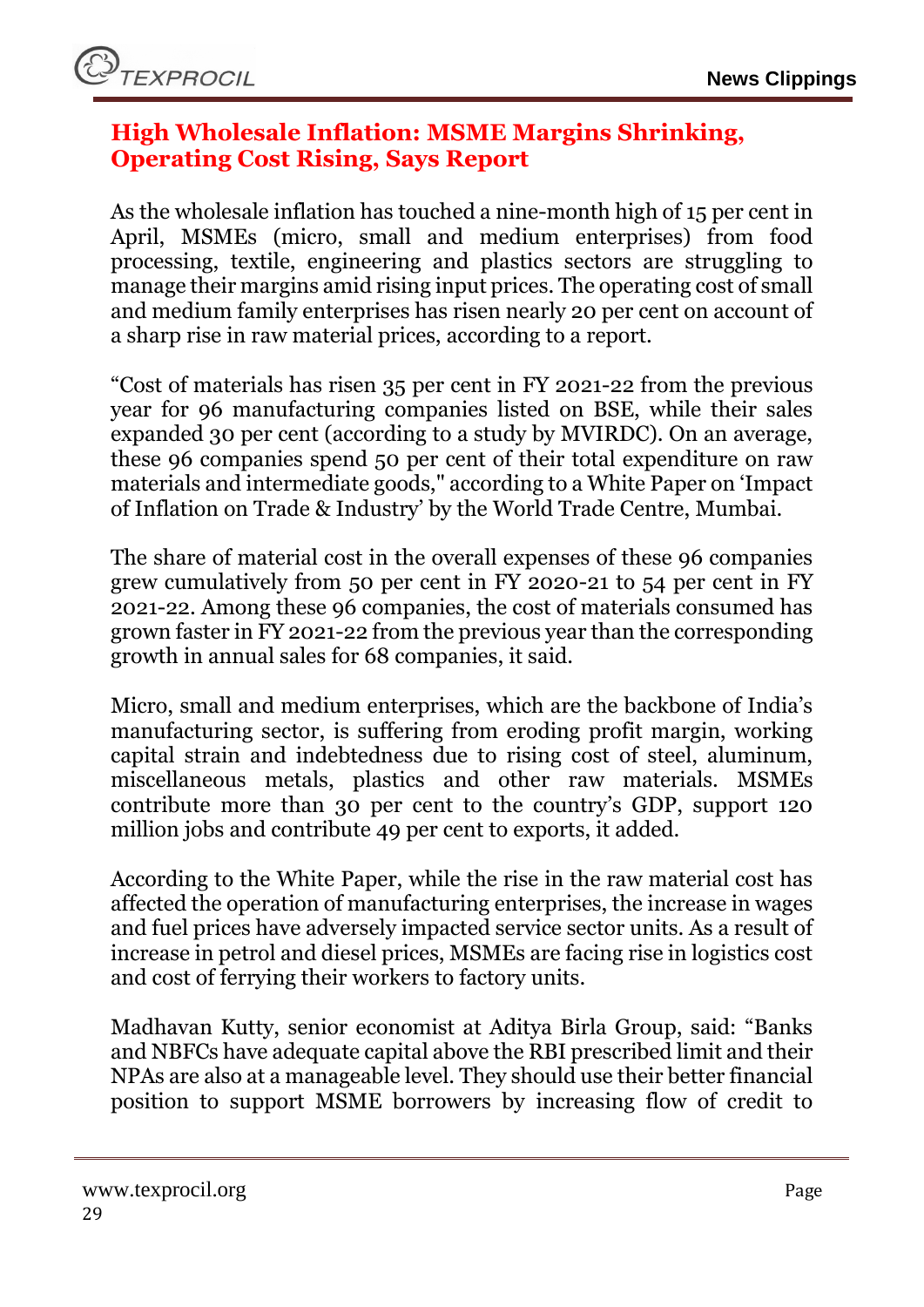## High Wholesale Inflation: MSME Margins Shrinking, Operating Cost Rising, Says Report

As the wholesale inflation has touched a nine-month high of 15 per cent in April, MSMEs (micro, small and medium enterprises) from food processing, textile, engineering and plastics sectors are struggling to manage their margins amid rising input prices. The operating cost of small and medium family enterprises has risen nearly 20 per cent on account of a sharp rise in raw material prices, according to a report.

"Cost of materials has risen 35 per cent in FY 2021-22 from the previous year for 96 manufacturing companies listed on BSE, while their sales expanded 30 per cent (according to a study by MVIRDC). On an average, these 96 companies spend 50 per cent of their total expenditure on raw materials and intermediate goods," according to a White Paper on 'Impact of Inflation on Trade & Industry' by the World Trade Centre, Mumbai.

The share of material cost in the overall expenses of these 96 companies grew cumulatively from 50 per cent in FY 2020-21 to 54 per cent in FY 2021-22. Among these 96 companies, the cost of materials consumed has grown faster in FY 2021-22 from the previous year than the corresponding growth in annual sales for 68 companies, it said.

Micro, small and medium enterprises, which are the backbone of India's manufacturing sector, is suffering from eroding profit margin, working capital strain and indebtedness due to rising cost of steel, aluminum, miscellaneous metals, plastics and other raw materials. MSMEs contribute more than 30 per cent to the country's GDP, support 120 million jobs and contribute 49 per cent to exports, it added.

According to the White Paper, while the rise in the raw material cost has affected the operation of manufacturing enterprises, the increase in wages and fuel prices have adversely impacted service sector units. As a result of increase in petrol and diesel prices, MSMEs are facing rise in logistics cost and cost of ferrying their workers to factory units.

Madhavan Kutty, senior economist at Aditya Birla Group, said: "Banks and NBFCs have adequate capital above the RBI prescribed limit and their NPAs are also at a manageable level. They should use their better financial position to support MSME borrowers by increasing flow of credit to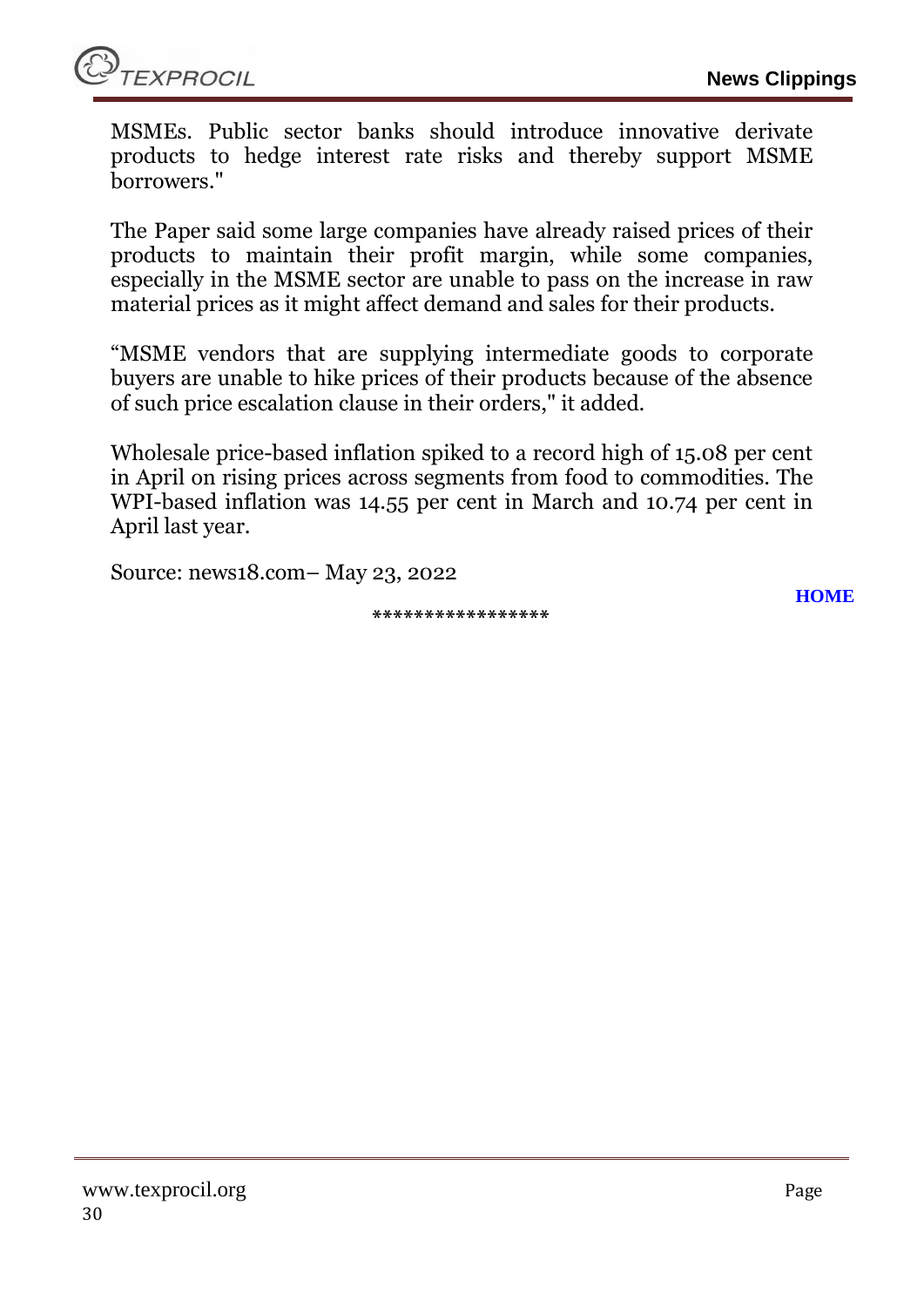MSMEs. Public sector banks should introduce innovative derivate products to hedge interest rate risks and thereby support MSME borrowers."

The Paper said some large companies have already raised prices of their products to maintain their profit margin, while some companies, especially in the MSME sector are unable to pass on the increase in raw material prices as it might affect demand and sales for their products.

“MSME vendors that are supplying intermediate goods to corporate buyers are unable to hike prices of their products because of the absence of such price escalation clause in their orders," it added.

Wholesale price-based inflation spiked to a record high of 15.08 per cent in April on rising prices across segments from food to commodities. The WPI-based inflation was 14.55 per cent in March and 10.74 per cent in April last year.

Source: news18.com– May 23, 2022

**HOME**

*****************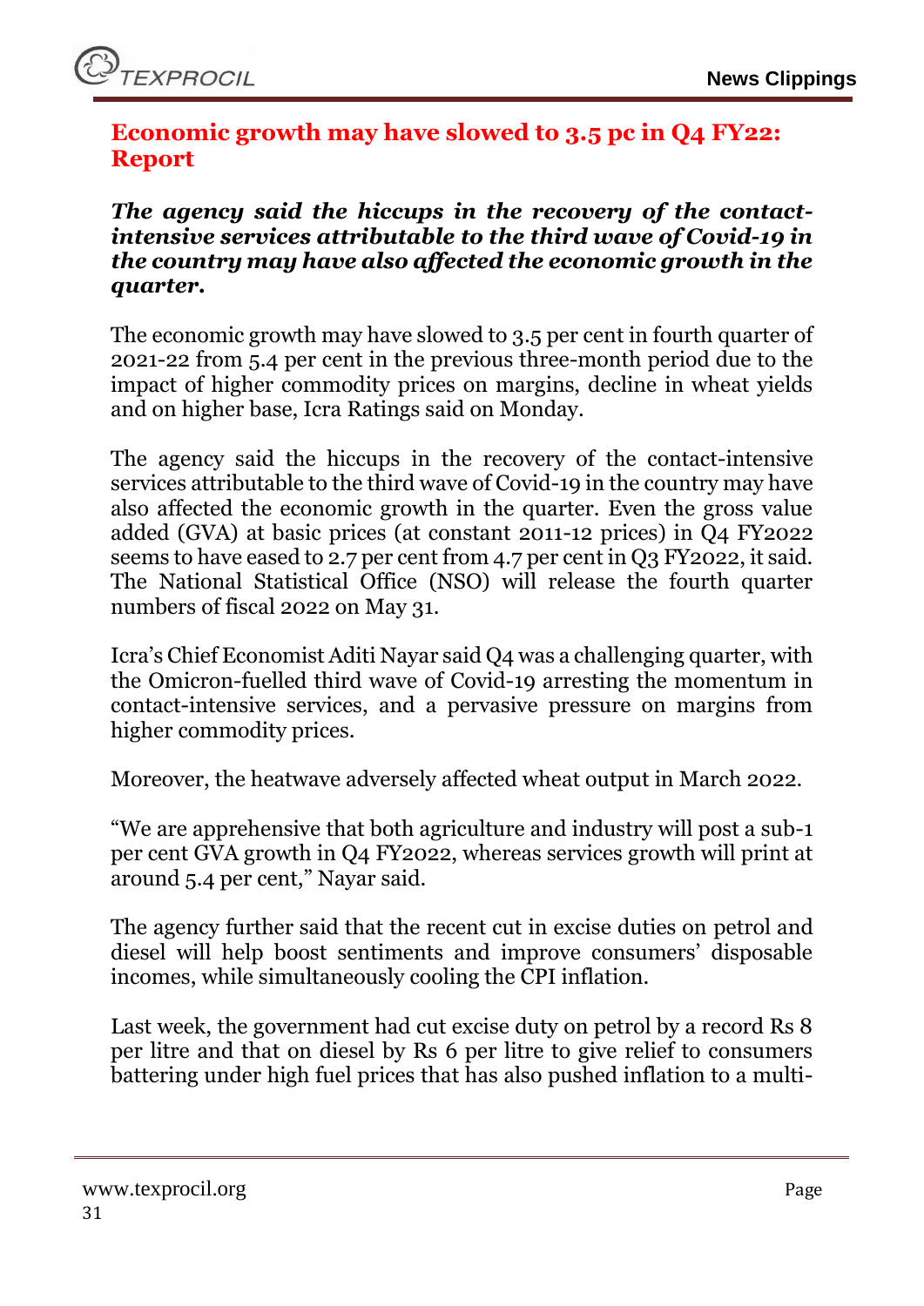## Economic growth may have slowed to 3.5 pc in Q4 FY22: Report

***The agency said the hiccups in the recovery of the contact-intensive services attributable to the third wave of Covid-19 in the country may have also affected the economic growth in the quarter.***

The economic growth may have slowed to 3.5 per cent in fourth quarter of 2021-22 from 5.4 per cent in the previous three-month period due to the impact of higher commodity prices on margins, decline in wheat yields and on higher base, Icra Ratings said on Monday.

The agency said the hiccups in the recovery of the contact-intensive services attributable to the third wave of Covid-19 in the country may have also affected the economic growth in the quarter. Even the gross value added (GVA) at basic prices (at constant 2011-12 prices) in Q4 FY2022 seems to have eased to 2.7 per cent from 4.7 per cent in Q3 FY2022, it said. The National Statistical Office (NSO) will release the fourth quarter numbers of fiscal 2022 on May 31.

Icra's Chief Economist Aditi Nayar said Q4 was a challenging quarter, with the Omicron-fuelled third wave of Covid-19 arresting the momentum in contact-intensive services, and a pervasive pressure on margins from higher commodity prices.

Moreover, the heatwave adversely affected wheat output in March 2022.

"We are apprehensive that both agriculture and industry will post a sub-1 per cent GVA growth in Q4 FY2022, whereas services growth will print at around 5.4 per cent," Nayar said.

The agency further said that the recent cut in excise duties on petrol and diesel will help boost sentiments and improve consumers' disposable incomes, while simultaneously cooling the CPI inflation.

Last week, the government had cut excise duty on petrol by a record Rs 8 per litre and that on diesel by Rs 6 per litre to give relief to consumers battering under high fuel prices that has also pushed inflation to a multi-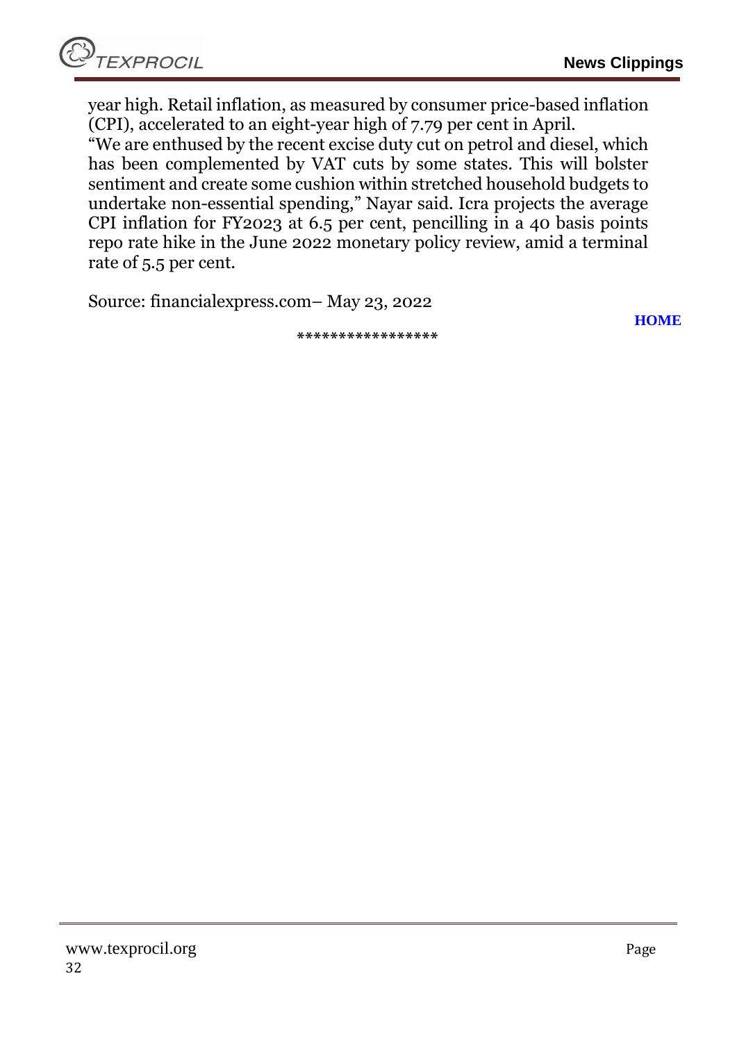year high. Retail inflation, as measured by consumer price-based inflation (CPI), accelerated to an eight-year high of 7.79 per cent in April.

"We are enthused by the recent excise duty cut on petrol and diesel, which has been complemented by VAT cuts by some states. This will bolster sentiment and create some cushion within stretched household budgets to undertake non-essential spending," Nayar said. Icra projects the average CPI inflation for FY2023 at 6.5 per cent, pencilling in a 40 basis points repo rate hike in the June 2022 monetary policy review, amid a terminal rate of 5.5 per cent.

Source: financialexpress.com– May 23, 2022

**HOME**

*****************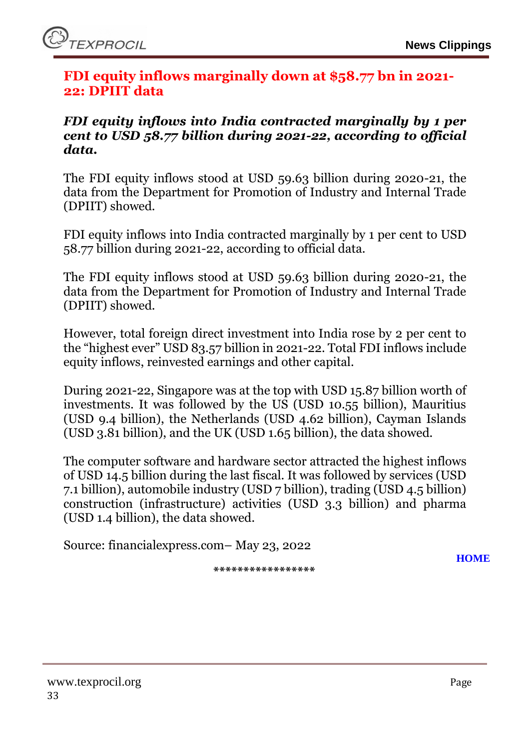## FDI equity inflows marginally down at $58.77 bn in 2021-22: DPIIT data

***FDI equity inflows into India contracted marginally by 1 per cent to USD 58.77 billion during 2021-22, according to official data.***

The FDI equity inflows stood at USD 59.63 billion during 2020-21, the data from the Department for Promotion of Industry and Internal Trade (DPIIT) showed.

FDI equity inflows into India contracted marginally by 1 per cent to USD 58.77 billion during 2021-22, according to official data.

The FDI equity inflows stood at USD 59.63 billion during 2020-21, the data from the Department for Promotion of Industry and Internal Trade (DPIIT) showed.

However, total foreign direct investment into India rose by 2 per cent to the "highest ever" USD 83.57 billion in 2021-22. Total FDI inflows include equity inflows, reinvested earnings and other capital.

During 2021-22, Singapore was at the top with USD 15.87 billion worth of investments. It was followed by the US (USD 10.55 billion), Mauritius (USD 9.4 billion), the Netherlands (USD 4.62 billion), Cayman Islands (USD 3.81 billion), and the UK (USD 1.65 billion), the data showed.

The computer software and hardware sector attracted the highest inflows of USD 14.5 billion during the last fiscal. It was followed by services (USD 7.1 billion), automobile industry (USD 7 billion), trading (USD 4.5 billion) construction (infrastructure) activities (USD 3.3 billion) and pharma (USD 1.4 billion), the data showed.

Source: financialexpress.com– May 23, 2022

HOME

*****************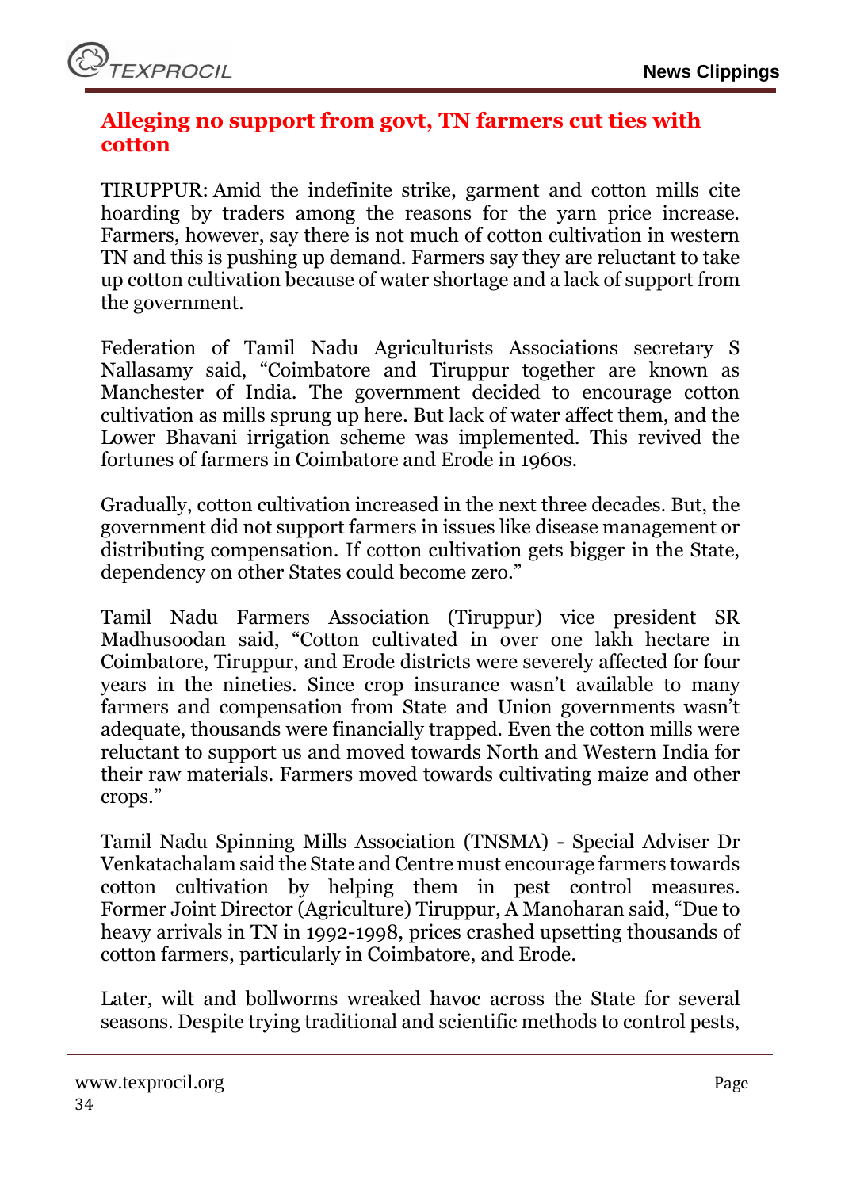## Alleging no support from govt, TN farmers cut ties with cotton

TIRUPPUR: Amid the indefinite strike, garment and cotton mills cite hoarding by traders among the reasons for the yarn price increase. Farmers, however, say there is not much of cotton cultivation in western TN and this is pushing up demand. Farmers say they are reluctant to take up cotton cultivation because of water shortage and a lack of support from the government.

Federation of Tamil Nadu Agriculturists Associations secretary S Nallasamy said, "Coimbatore and Tiruppur together are known as Manchester of India. The government decided to encourage cotton cultivation as mills sprung up here. But lack of water affect them, and the Lower Bhavani irrigation scheme was implemented. This revived the fortunes of farmers in Coimbatore and Erode in 1960s.

Gradually, cotton cultivation increased in the next three decades. But, the government did not support farmers in issues like disease management or distributing compensation. If cotton cultivation gets bigger in the State, dependency on other States could become zero."

Tamil Nadu Farmers Association (Tiruppur) vice president SR Madhusoodan said, "Cotton cultivated in over one lakh hectare in Coimbatore, Tiruppur, and Erode districts were severely affected for four years in the nineties. Since crop insurance wasn't available to many farmers and compensation from State and Union governments wasn't adequate, thousands were financially trapped. Even the cotton mills were reluctant to support us and moved towards North and Western India for their raw materials. Farmers moved towards cultivating maize and other crops."

Tamil Nadu Spinning Mills Association (TNSMA) - Special Adviser Dr Venkatachalam said the State and Centre must encourage farmers towards cotton cultivation by helping them in pest control measures. Former Joint Director (Agriculture) Tiruppur, A Manoharan said, "Due to heavy arrivals in TN in 1992-1998, prices crashed upsetting thousands of cotton farmers, particularly in Coimbatore, and Erode.

Later, wilt and bollworms wreaked havoc across the State for several seasons. Despite trying traditional and scientific methods to control pests,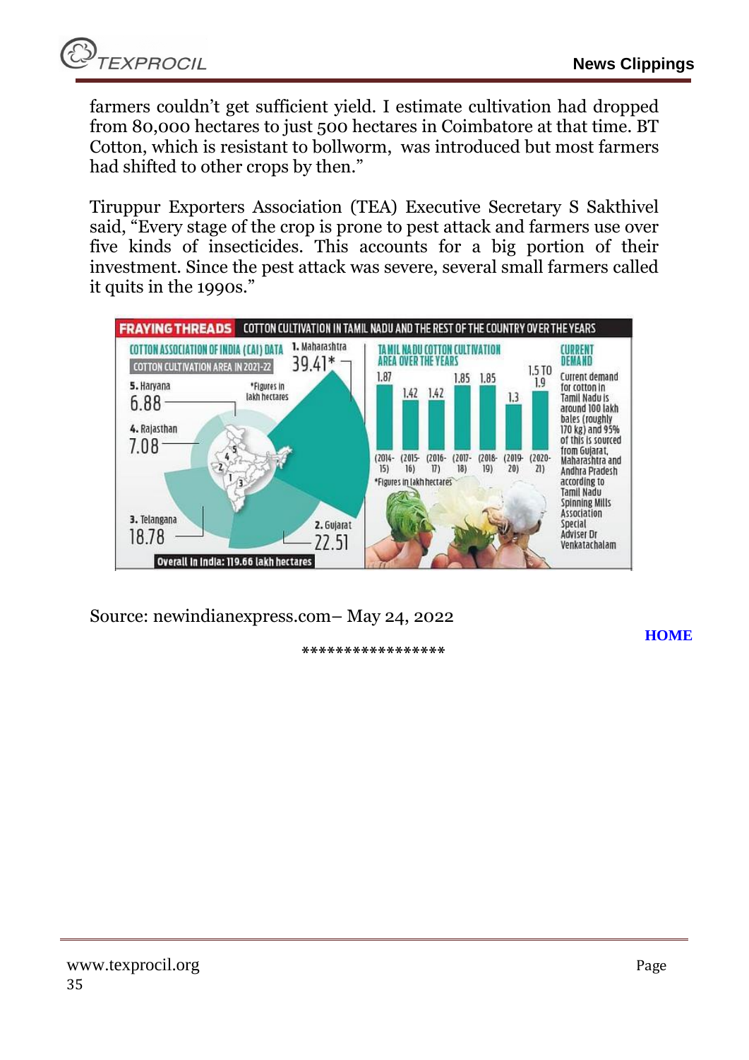farmers couldn't get sufficient yield. I estimate cultivation had dropped from 80,000 hectares to just 500 hectares in Coimbatore at that time. BT Cotton, which is resistant to bollworm, was introduced but most farmers had shifted to other crops by then."

Tiruppur Exporters Association (TEA) Executive Secretary S Sakthivel said, "Every stage of the crop is prone to pest attack and farmers use over five kinds of insecticides. This accounts for a big portion of their investment. Since the pest attack was severe, several small farmers called it quits in the 1990s."

FRAYING THREADS COTTON CULTIVATION IN TAMIL NADU AND THE REST OF THE COUNTRY OVER THE YEARS

COTTON ASSOCIATION OF INDIA (CAI) DATA

COTTON CULTIVATION AREA IN 2021-22

1. Maharashtra 39.41*

2. Gujarat 22.51

3. Telangana 18.78

4. Rajasthan 7.08

5. Haryana 6.88

*Figures in lakh hectares

Overall in India: 119.66 lakh hectares

TAMIL NADU COTTON CULTIVATION AREA OVER THE YEARS

(2014-15) 1.87

(2015-16) 1.42

(2016-17) 1.42

(2017-18) 1.85

(2018-19) 1.85

(2019-20) 1.3

(2020-21) 1.5 TO 1.9

*Figures in lakh hectares

CURRENT DEMAND

Current demand for cotton in Tamil Nadu is around 100 lakh bales (roughly 170 kg) and 95% of this is sourced from Gujarat, Maharashtra and Andhra Pradesh according to Tamil Nadu Spinning Mills Association Special Adviser Dr Venkatachalam

Source: newindianexpress.com– May 24, 2022

HOME

*****************